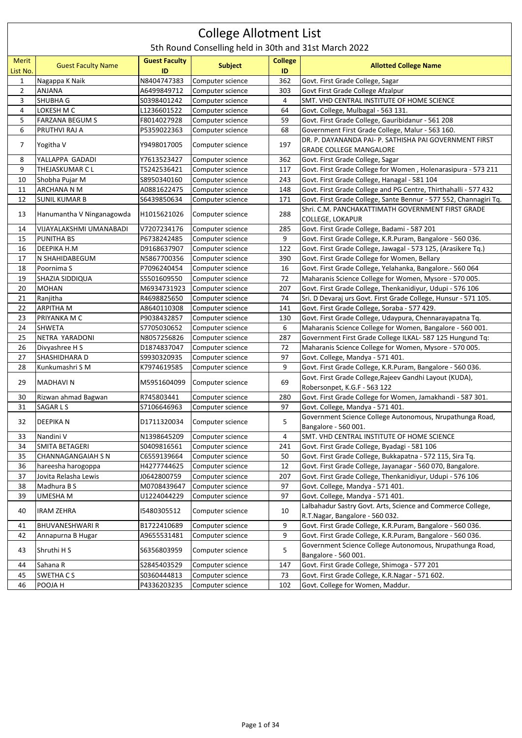# College Allotment List

## 5th Round Conselling held in 30th and 31st March 2022

| Merit List No. | Guest Faculty Name | Guest Faculty ID | Subject | College ID | Allotted College Name |
|---|---|---|---|---|---|
| 1 | Nagappa K Naik | N8404747383 | Computer science | 362 | Govt. First Grade College, Sagar |
| 2 | ANJANA | A6499849712 | Computer science | 303 | Govt First Grade College Afzalpur |
| 3 | SHUBHA G | S0398401242 | Computer science | 4 | SMT. VHD CENTRAL INSTITUTE OF HOME SCIENCE |
| 4 | LOKESH M C | L1236601522 | Computer science | 64 | Govt. College, Mulbagal - 563 131. |
| 5 | FARZANA BEGUM S | F8014027928 | Computer science | 59 | Govt. First Grade College, Gauribidanur - 561 208 |
| 6 | PRUTHVI RAJ A | P5359022363 | Computer science | 68 | Government First Grade College, Malur - 563 160. |
| 7 | Yogitha V | Y9498017005 | Computer science | 197 | DR. P. DAYANANDA PAI- P. SATHISHA PAI GOVERNMENT FIRST GRADE COLLEGE MANGALORE |
| 8 | YALLAPPA GADADI | Y7613523427 | Computer science | 362 | Govt. First Grade College, Sagar |
| 9 | THEJASKUMAR C L | T5242536421 | Computer science | 117 | Govt. First Grade College for Women , Holenarasipura - 573 211 |
| 10 | Shobha Pujar M | S8950340160 | Computer science | 243 | Govt. First Grade College, Hanagal - 581 104 |
| 11 | ARCHANA N M | A0881622475 | Computer science | 148 | Govt. First Grade College and PG Centre, Thirthahalli - 577 432 |
| 12 | SUNIL KUMAR B | S6439850634 | Computer science | 171 | Govt. First Grade College, Sante Bennur - 577 552, Channagiri Tq. |
| 13 | Hanumantha V Ninganagowda | H1015621026 | Computer science | 288 | Shri. C.M. PANCHAKATTIMATH GOVERNMENT FIRST GRADE COLLEGE, LOKAPUR |
| 14 | VIJAYALAKSHMI UMANABADI | V7207234176 | Computer science | 285 | Govt. First Grade College, Badami - 587 201 |
| 15 | PUNITHA BS | P6738242485 | Computer science | 9 | Govt. First Grade College, K.R.Puram, Bangalore - 560 036. |
| 16 | DEEPIKA H.M | D9168637907 | Computer science | 122 | Govt. First Grade College, Jawagal - 573 125, (Arasikere Tq.) |
| 17 | N SHAHIDABEGUM | N5867700356 | Computer science | 390 | Govt. First Grade College for Women, Bellary |
| 18 | Poornima S | P7096240454 | Computer science | 16 | Govt. First Grade College, Yelahanka, Bangalore.- 560 064 |
| 19 | SHAZIA SIDDIQUA | S5501609550 | Computer science | 72 | Maharanis Science College for Women, Mysore - 570 005. |
| 20 | MOHAN | M6934731923 | Computer science | 207 | Govt. First Grade College, Thenkanidiyur, Udupi - 576 106 |
| 21 | Ranjitha | R4698825650 | Computer science | 74 | Sri. D Devaraj urs Govt. First Grade College, Hunsur - 571 105. |
| 22 | ARPITHA M | A8640110308 | Computer science | 141 | Govt. First Grade College, Soraba - 577 429. |
| 23 | PRIYANKA M C | P9038432857 | Computer science | 130 | Govt. First Grade College, Udaypura, Chennarayapatna Tq. |
| 24 | SHWETA | S7705030652 | Computer science | 6 | Maharanis Science College for Women, Bangalore - 560 001. |
| 25 | NETRA YARADONI | N8057256826 | Computer science | 287 | Government First Grade College ILKAL- 587 125 Hungund Tq: |
| 26 | Divyashree H S | D1874837047 | Computer science | 72 | Maharanis Science College for Women, Mysore - 570 005. |
| 27 | SHASHIDHARA D | S9930320935 | Computer science | 97 | Govt. College, Mandya - 571 401. |
| 28 | Kunkumashri S M | K7974619585 | Computer science | 9 | Govt. First Grade College, K.R.Puram, Bangalore - 560 036. |
| 29 | MADHAVI N | M5951604099 | Computer science | 69 | Govt. First Grade College,Rajeev Gandhi Layout (KUDA), Robersonpet, K.G.F - 563 122 |
| 30 | Rizwan ahmad Bagwan | R745803441 | Computer science | 280 | Govt. First Grade College for Women, Jamakhandi - 587 301. |
| 31 | SAGAR L S | S7106646963 | Computer science | 97 | Govt. College, Mandya - 571 401. |
| 32 | DEEPIKA N | D1711320034 | Computer science | 5 | Government Science College Autonomous, Nrupathunga Road, Bangalore - 560 001. |
| 33 | Nandini V | N1398645209 | Computer science | 4 | SMT. VHD CENTRAL INSTITUTE OF HOME SCIENCE |
| 34 | SMITA BETAGERI | S0409816561 | Computer science | 241 | Govt. First Grade College, Byadagi - 581 106 |
| 35 | CHANNAGANGAIAH S N | C6559139664 | Computer science | 50 | Govt. First Grade College, Bukkapatna - 572 115, Sira Tq. |
| 36 | hareesha harogoppa | H4277744625 | Computer science | 12 | Govt. First Grade College, Jayanagar - 560 070, Bangalore. |
| 37 | Jovita Relasha Lewis | J0642800759 | Computer science | 207 | Govt. First Grade College, Thenkanidiyur, Udupi - 576 106 |
| 38 | Madhura B S | M0708439647 | Computer science | 97 | Govt. College, Mandya - 571 401. |
| 39 | UMESHA M | U1224044229 | Computer science | 97 | Govt. College, Mandya - 571 401. |
| 40 | IRAM ZEHRA | I5480305512 | Computer science | 10 | Lalbahadur Sastry Govt. Arts, Science and Commerce College, R.T.Nagar, Bangalore - 560 032. |
| 41 | BHUVANESHWARI R | B1722410689 | Computer science | 9 | Govt. First Grade College, K.R.Puram, Bangalore - 560 036. |
| 42 | Annapurna B Hugar | A9655531481 | Computer science | 9 | Govt. First Grade College, K.R.Puram, Bangalore - 560 036. |
| 43 | Shruthi H S | S6356803959 | Computer science | 5 | Government Science College Autonomous, Nrupathunga Road, Bangalore - 560 001. |
| 44 | Sahana R | S2845403529 | Computer science | 147 | Govt. First Grade College, Shimoga - 577 201 |
| 45 | SWETHA C S | S0360444813 | Computer science | 73 | Govt. First Grade College, K.R.Nagar - 571 602. |
| 46 | POOJA H | P4336203235 | Computer science | 102 | Govt. College for Women, Maddur. |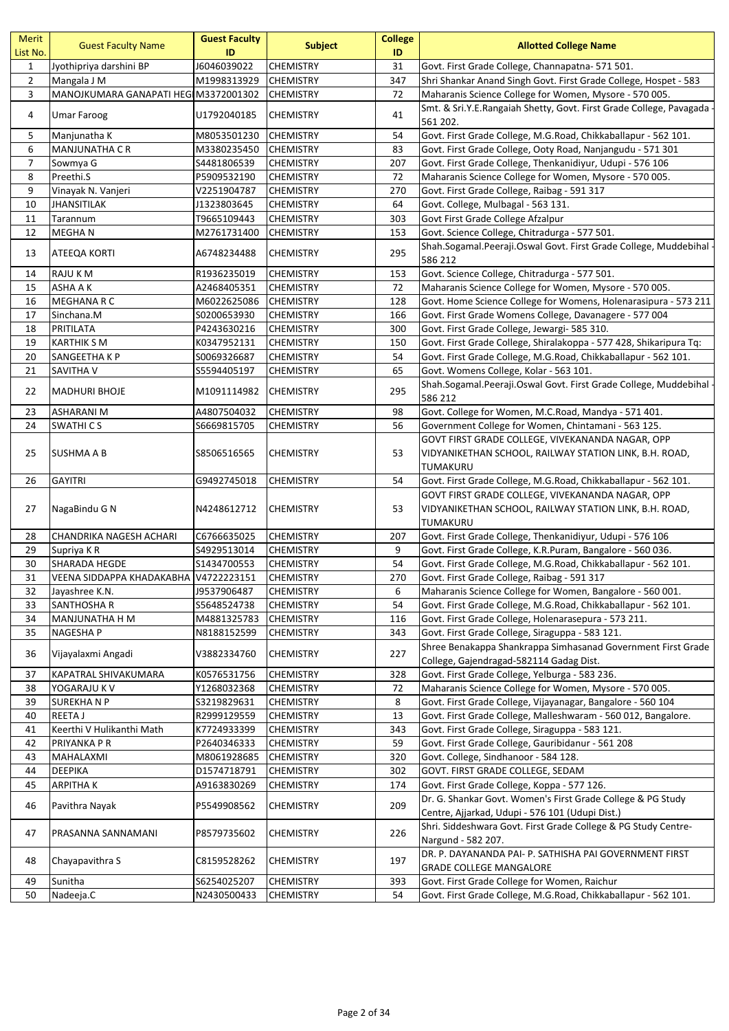| Merit List No. | Guest Faculty Name | Guest Faculty ID | Subject | College ID | Allotted College Name |
|---|---|---|---|---|---|
| 1 | Jyothipriya darshini BP | J6046039022 | CHEMISTRY | 31 | Govt. First Grade College, Channapatna- 571 501. |
| 2 | Mangala J M | M1998313929 | CHEMISTRY | 347 | Shri Shankar Anand Singh Govt. First Grade College, Hospet - 583 |
| 3 | MANOJKUMARA GANAPATI HEG | M3372001302 | CHEMISTRY | 72 | Maharanis Science College for Women, Mysore - 570 005. |
| 4 | Umar Faroog | U1792040185 | CHEMISTRY | 41 | Smt. & Sri.Y.E.Rangaiah Shetty, Govt. First Grade College, Pavagada - 561 202. |
| 5 | Manjunatha K | M8053501230 | CHEMISTRY | 54 | Govt. First Grade College, M.G.Road, Chikkaballapur - 562 101. |
| 6 | MANJUNATHA C R | M3380235450 | CHEMISTRY | 83 | Govt. First Grade College, Ooty Road, Nanjangudu - 571 301 |
| 7 | Sowmya G | S4481806539 | CHEMISTRY | 207 | Govt. First Grade College, Thenkanidiyur, Udupi - 576 106 |
| 8 | Preethi.S | P5909532190 | CHEMISTRY | 72 | Maharanis Science College for Women, Mysore - 570 005. |
| 9 | Vinayak N. Vanjeri | V2251904787 | CHEMISTRY | 270 | Govt. First Grade College, Raibag - 591 317 |
| 10 | JHANSITILAK | J1323803645 | CHEMISTRY | 64 | Govt. College, Mulbagal - 563 131. |
| 11 | Tarannum | T9665109443 | CHEMISTRY | 303 | Govt First Grade College Afzalpur |
| 12 | MEGHA N | M2761731400 | CHEMISTRY | 153 | Govt. Science College, Chitradurga - 577 501. |
| 13 | ATEEQA KORTI | A6748234488 | CHEMISTRY | 295 | Shah.Sogamal.Peeraji.Oswal Govt. First Grade College, Muddebihal - 586 212 |
| 14 | RAJU K M | R1936235019 | CHEMISTRY | 153 | Govt. Science College, Chitradurga - 577 501. |
| 15 | ASHA A K | A2468405351 | CHEMISTRY | 72 | Maharanis Science College for Women, Mysore - 570 005. |
| 16 | MEGHANA R C | M6022625086 | CHEMISTRY | 128 | Govt. Home Science College for Womens, Holenarasipura - 573 211 |
| 17 | Sinchana.M | S0200653930 | CHEMISTRY | 166 | Govt. First Grade Womens College, Davanagere - 577 004 |
| 18 | PRITILATA | P4243630216 | CHEMISTRY | 300 | Govt. First Grade College, Jewargi- 585 310. |
| 19 | KARTHIK S M | K0347952131 | CHEMISTRY | 150 | Govt. First Grade College, Shiralakoppa - 577 428, Shikaripura Tq: |
| 20 | SANGEETHA K P | S0069326687 | CHEMISTRY | 54 | Govt. First Grade College, M.G.Road, Chikkaballapur - 562 101. |
| 21 | SAVITHA V | S5594405197 | CHEMISTRY | 65 | Govt. Womens College, Kolar - 563 101. |
| 22 | MADHURI BHOJE | M1091114982 | CHEMISTRY | 295 | Shah.Sogamal.Peeraji.Oswal Govt. First Grade College, Muddebihal - 586 212 |
| 23 | ASHARANI M | A4807504032 | CHEMISTRY | 98 | Govt. College for Women, M.C.Road, Mandya - 571 401. |
| 24 | SWATHI C S | S6669815705 | CHEMISTRY | 56 | Government College for Women, Chintamani - 563 125. |
| 25 | SUSHMA A B | S8506516565 | CHEMISTRY | 53 | GOVT FIRST GRADE COLLEGE, VIVEKANANDA NAGAR, OPP VIDYANIKETHAN SCHOOL, RAILWAY STATION LINK, B.H. ROAD, TUMAKURU |
| 26 | GAYITRI | G9492745018 | CHEMISTRY | 54 | Govt. First Grade College, M.G.Road, Chikkaballapur - 562 101. |
| 27 | NagaBindu G N | N4248612712 | CHEMISTRY | 53 | GOVT FIRST GRADE COLLEGE, VIVEKANANDA NAGAR, OPP VIDYANIKETHAN SCHOOL, RAILWAY STATION LINK, B.H. ROAD, TUMAKURU |
| 28 | CHANDRIKA NAGESH ACHARI | C6766635025 | CHEMISTRY | 207 | Govt. First Grade College, Thenkanidiyur, Udupi - 576 106 |
| 29 | Supriya K R | S4929513014 | CHEMISTRY | 9 | Govt. First Grade College, K.R.Puram, Bangalore - 560 036. |
| 30 | SHARADA HEGDE | S1434700553 | CHEMISTRY | 54 | Govt. First Grade College, M.G.Road, Chikkaballapur - 562 101. |
| 31 | VEENA SIDDAPPA KHADAKABHA | V4722223151 | CHEMISTRY | 270 | Govt. First Grade College, Raibag - 591 317 |
| 32 | Jayashree K.N. | J9537906487 | CHEMISTRY | 6 | Maharanis Science College for Women, Bangalore - 560 001. |
| 33 | SANTHOSHA R | S5648524738 | CHEMISTRY | 54 | Govt. First Grade College, M.G.Road, Chikkaballapur - 562 101. |
| 34 | MANJUNATHA H M | M4881325783 | CHEMISTRY | 116 | Govt. First Grade College, Holenarasepura - 573 211. |
| 35 | NAGESHA P | N8188152599 | CHEMISTRY | 343 | Govt. First Grade College, Siraguppa - 583 121. |
| 36 | Vijayalaxmi Angadi | V3882334760 | CHEMISTRY | 227 | Shree Benakappa Shankrappa Simhasanad Government First Grade College, Gajendragad-582114 Gadag Dist. |
| 37 | KAPATRAL SHIVAKUMARA | K0576531756 | CHEMISTRY | 328 | Govt. First Grade College, Yelburga - 583 236. |
| 38 | YOGARAJU K V | Y1268032368 | CHEMISTRY | 72 | Maharanis Science College for Women, Mysore - 570 005. |
| 39 | SUREKHA N P | S3219829631 | CHEMISTRY | 8 | Govt. First Grade College, Vijayanagar, Bangalore - 560 104 |
| 40 | REETA J | R2999129559 | CHEMISTRY | 13 | Govt. First Grade College, Malleshwaram - 560 012, Bangalore. |
| 41 | Keerthi V Hulikanthi Math | K7724933399 | CHEMISTRY | 343 | Govt. First Grade College, Siraguppa - 583 121. |
| 42 | PRIYANKA P R | P2640346333 | CHEMISTRY | 59 | Govt. First Grade College, Gauribidanur - 561 208 |
| 43 | MAHALAXMI | M8061928685 | CHEMISTRY | 320 | Govt. College, Sindhanoor - 584 128. |
| 44 | DEEPIKA | D1574718791 | CHEMISTRY | 302 | GOVT. FIRST GRADE COLLEGE, SEDAM |
| 45 | ARPITHA K | A9163830269 | CHEMISTRY | 174 | Govt. First Grade College, Koppa - 577 126. |
| 46 | Pavithra Nayak | P5549908562 | CHEMISTRY | 209 | Dr. G. Shankar Govt. Women's First Grade College & PG Study Centre, Ajjarkad, Udupi - 576 101 (Udupi Dist.) |
| 47 | PRASANNA SANNAMANI | P8579735602 | CHEMISTRY | 226 | Shri. Siddeshwara Govt. First Grade College & PG Study Centre- Nargund - 582 207. |
| 48 | Chayapavithra S | C8159528262 | CHEMISTRY | 197 | DR. P. DAYANANDA PAI- P. SATHISHA PAI GOVERNMENT FIRST GRADE COLLEGE MANGALORE |
| 49 | Sunitha | S6254025207 | CHEMISTRY | 393 | Govt. First Grade College for Women, Raichur |
| 50 | Nadeeja.C | N2430500433 | CHEMISTRY | 54 | Govt. First Grade College, M.G.Road, Chikkaballapur - 562 101. |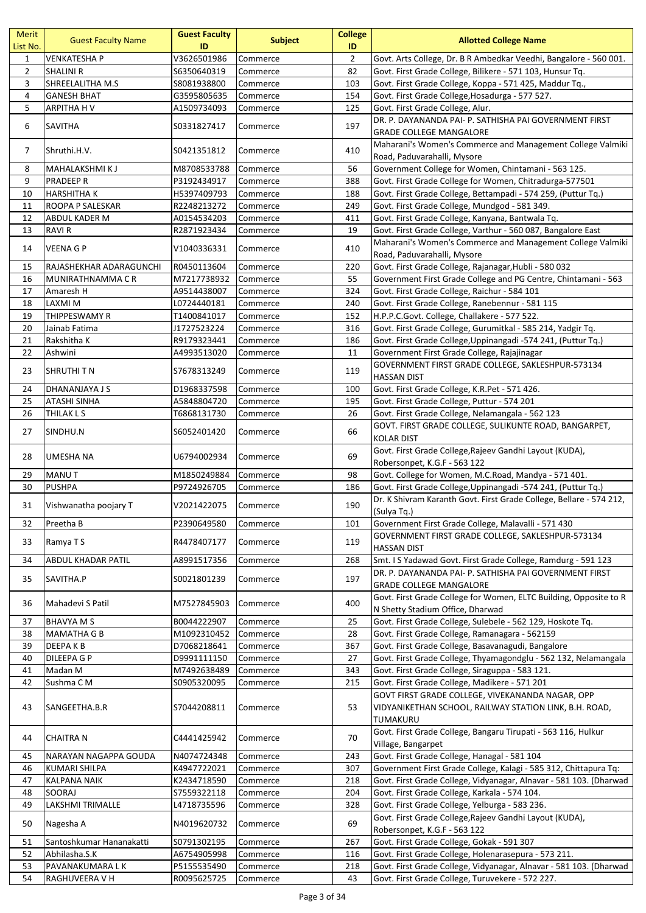| Merit List No. | Guest Faculty Name | Guest Faculty ID | Subject | College ID | Allotted College Name |
|---|---|---|---|---|---|
| 1 | VENKATESHA P | V3626501986 | Commerce | 2 | Govt. Arts College, Dr. B R Ambedkar Veedhi, Bangalore - 560 001. |
| 2 | SHALINI R | S6350640319 | Commerce | 82 | Govt. First Grade College, Bilikere - 571 103, Hunsur Tq. |
| 3 | SHREELALITHA M.S | S8081938800 | Commerce | 103 | Govt. First Grade College, Koppa - 571 425, Maddur Tq., |
| 4 | GANESH BHAT | G3595805635 | Commerce | 154 | Govt. First Grade College,Hosadurga - 577 527. |
| 5 | ARPITHA H V | A1509734093 | Commerce | 125 | Govt. First Grade College, Alur. |
| 6 | SAVITHA | S0331827417 | Commerce | 197 | DR. P. DAYANANDA PAI- P. SATHISHA PAI GOVERNMENT FIRST GRADE COLLEGE MANGALORE |
| 7 | Shruthi.H.V. | S0421351812 | Commerce | 410 | Maharani's Women's Commerce and Management College Valmiki Road, Paduvarahalli, Mysore |
| 8 | MAHALAKSHMI K J | M8708533788 | Commerce | 56 | Government College for Women, Chintamani - 563 125. |
| 9 | PRADEEP R | P3192434917 | Commerce | 388 | Govt. First Grade College for Women, Chitradurga-577501 |
| 10 | HARSHITHA K | H5397409793 | Commerce | 188 | Govt. First Grade College, Bettampadi - 574 259, (Puttur Tq.) |
| 11 | ROOPA P SALESKAR | R2248213272 | Commerce | 249 | Govt. First Grade College, Mundgod - 581 349. |
| 12 | ABDUL KADER M | A0154534203 | Commerce | 411 | Govt. First Grade College, Kanyana, Bantwala Tq. |
| 13 | RAVI R | R2871923434 | Commerce | 19 | Govt. First Grade College, Varthur - 560 087, Bangalore East |
| 14 | VEENA G P | V1040336331 | Commerce | 410 | Maharani's Women's Commerce and Management College Valmiki Road, Paduvarahalli, Mysore |
| 15 | RAJASHEKHAR ADARAGUNCHI | R0450113604 | Commerce | 220 | Govt. First Grade College, Rajanagar,Hubli - 580 032 |
| 16 | MUNIRATHNAMMA C R | M7217738932 | Commerce | 55 | Government First Grade College and PG Centre, Chintamani - 563 |
| 17 | Amaresh H | A9514438007 | Commerce | 324 | Govt. First Grade College, Raichur - 584 101 |
| 18 | LAXMI M | L0724440181 | Commerce | 240 | Govt. First Grade College, Ranebennur - 581 115 |
| 19 | THIPPESWAMY R | T1400841017 | Commerce | 152 | H.P.P.C.Govt. College, Challakere - 577 522. |
| 20 | Jainab Fatima | J1727523224 | Commerce | 316 | Govt. First Grade College, Gurumitkal - 585 214, Yadgir Tq. |
| 21 | Rakshitha K | R9179323441 | Commerce | 186 | Govt. First Grade College,Uppinangadi -574 241, (Puttur Tq.) |
| 22 | Ashwini | A4993513020 | Commerce | 11 | Government First Grade College, Rajajinagar |
| 23 | SHRUTHI T N | S7678313249 | Commerce | 119 | GOVERNMENT FIRST GRADE COLLEGE, SAKLESHPUR-573134 HASSAN DIST |
| 24 | DHANANJAYA J S | D1968337598 | Commerce | 100 | Govt. First Grade College, K.R.Pet - 571 426. |
| 25 | ATASHI SINHA | A5848804720 | Commerce | 195 | Govt. First Grade College, Puttur - 574 201 |
| 26 | THILAK L S | T6868131730 | Commerce | 26 | Govt. First Grade College, Nelamangala - 562 123 |
| 27 | SINDHU.N | S6052401420 | Commerce | 66 | GOVT. FIRST GRADE COLLEGE, SULIKUNTE ROAD, BANGARPET, KOLAR DIST |
| 28 | UMESHA NA | U6794002934 | Commerce | 69 | Govt. First Grade College,Rajeev Gandhi Layout (KUDA), Robersonpet, K.G.F - 563 122 |
| 29 | MANU T | M1850249884 | Commerce | 98 | Govt. College for Women, M.C.Road, Mandya - 571 401. |
| 30 | PUSHPA | P9724926705 | Commerce | 186 | Govt. First Grade College,Uppinangadi -574 241, (Puttur Tq.) |
| 31 | Vishwanatha poojary T | V2021422075 | Commerce | 190 | Dr. K Shivram Karanth Govt. First Grade College, Bellare - 574 212, (Sulya Tq.) |
| 32 | Preetha B | P2390649580 | Commerce | 101 | Government First Grade College, Malavalli - 571 430 |
| 33 | Ramya T S | R4478407177 | Commerce | 119 | GOVERNMENT FIRST GRADE COLLEGE, SAKLESHPUR-573134 HASSAN DIST |
| 34 | ABDUL KHADAR PATIL | A8991517356 | Commerce | 268 | Smt. I S Yadawad Govt. First Grade College, Ramdurg - 591 123 |
| 35 | SAVITHA.P | S0021801239 | Commerce | 197 | DR. P. DAYANANDA PAI- P. SATHISHA PAI GOVERNMENT FIRST GRADE COLLEGE MANGALORE |
| 36 | Mahadevi S Patil | M7527845903 | Commerce | 400 | Govt. First Grade College for Women, ELTC Building, Opposite to R N Shetty Stadium Office, Dharwad |
| 37 | BHAVYA M S | B0044222907 | Commerce | 25 | Govt. First Grade College, Sulebele - 562 129, Hoskote Tq. |
| 38 | MAMATHA G B | M1092310452 | Commerce | 28 | Govt. First Grade College, Ramanagara - 562159 |
| 39 | DEEPA K B | D7068218641 | Commerce | 367 | Govt. First Grade College, Basavanagudi, Bangalore |
| 40 | DILEEPA G P | D9991111150 | Commerce | 27 | Govt. First Grade College, Thyamagondglu - 562 132, Nelamangala |
| 41 | Madan M | M7492638489 | Commerce | 343 | Govt. First Grade College, Siraguppa - 583 121. |
| 42 | Sushma C M | S0905320095 | Commerce | 215 | Govt. First Grade College, Madikere - 571 201 |
| 43 | SANGEETHA.B.R | S7044208811 | Commerce | 53 | GOVT FIRST GRADE COLLEGE, VIVEKANANDA NAGAR, OPP VIDYANIKETHAN SCHOOL, RAILWAY STATION LINK, B.H. ROAD, TUMAKURU |
| 44 | CHAITRA N | C4441425942 | Commerce | 70 | Govt. First Grade College, Bangaru Tirupati - 563 116, Hulkur Village, Bangarpet |
| 45 | NARAYAN NAGAPPA GOUDA | N4074724348 | Commerce | 243 | Govt. First Grade College, Hanagal - 581 104 |
| 46 | KUMARI SHILPA | K4947722021 | Commerce | 307 | Government First Grade College, Kalagi - 585 312, Chittapura Tq: |
| 47 | KALPANA NAIK | K2434718590 | Commerce | 218 | Govt. First Grade College, Vidyanagar, Alnavar - 581 103. (Dharwad |
| 48 | SOORAJ | S7559322118 | Commerce | 204 | Govt. First Grade College, Karkala - 574 104. |
| 49 | LAKSHMI TRIMALLE | L4718735596 | Commerce | 328 | Govt. First Grade College, Yelburga - 583 236. |
| 50 | Nagesha A | N4019620732 | Commerce | 69 | Govt. First Grade College,Rajeev Gandhi Layout (KUDA), Robersonpet, K.G.F - 563 122 |
| 51 | Santoshkumar Hananakatti | S0791302195 | Commerce | 267 | Govt. First Grade College, Gokak - 591 307 |
| 52 | Abhilasha.S.K | A6754905998 | Commerce | 116 | Govt. First Grade College, Holenarasepura - 573 211. |
| 53 | PAVANAKUMARA L K | P5155535490 | Commerce | 218 | Govt. First Grade College, Vidyanagar, Alnavar - 581 103. (Dharwad |
| 54 | RAGHUVEERA V H | R0095625725 | Commerce | 43 | Govt. First Grade College, Turuvekere - 572 227. |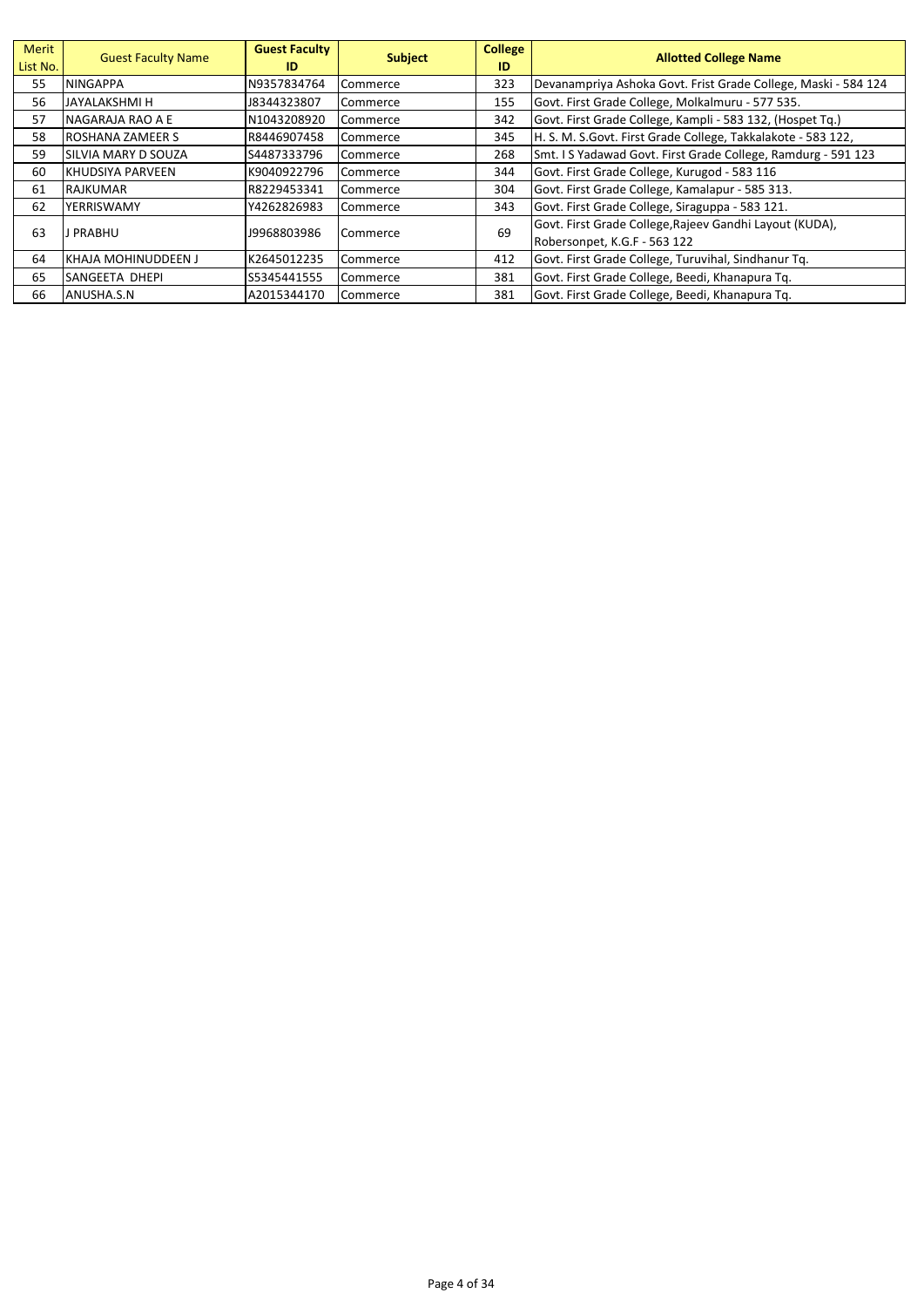| Merit List No. | Guest Faculty Name | Guest Faculty ID | Subject | College ID | Allotted College Name |
|---|---|---|---|---|---|
| 55 | NINGAPPA | N9357834764 | Commerce | 323 | Devanampriya Ashoka Govt. Frist Grade College, Maski - 584 124 |
| 56 | JAYALAKSHMI H | J8344323807 | Commerce | 155 | Govt. First Grade College, Molkalmuru - 577 535. |
| 57 | NAGARAJA RAO A E | N1043208920 | Commerce | 342 | Govt. First Grade College, Kampli - 583 132, (Hospet Tq.) |
| 58 | ROSHANA ZAMEER S | R8446907458 | Commerce | 345 | H. S. M. S.Govt. First Grade College, Takkalakote - 583 122, |
| 59 | SILVIA MARY D SOUZA | S4487333796 | Commerce | 268 | Smt. I S Yadawad Govt. First Grade College, Ramdurg - 591 123 |
| 60 | KHUDSIYA PARVEEN | K9040922796 | Commerce | 344 | Govt. First Grade College, Kurugod - 583 116 |
| 61 | RAJKUMAR | R8229453341 | Commerce | 304 | Govt. First Grade College, Kamalapur - 585 313. |
| 62 | YERRISWAMY | Y4262826983 | Commerce | 343 | Govt. First Grade College, Siraguppa - 583 121. |
| 63 | J PRABHU | J9968803986 | Commerce | 69 | Govt. First Grade College,Rajeev Gandhi Layout (KUDA), Robersonpet, K.G.F - 563 122 |
| 64 | KHAJA MOHINUDDEEN J | K2645012235 | Commerce | 412 | Govt. First Grade College, Turuvihal, Sindhanur Tq. |
| 65 | SANGEETA DHEPI | S5345441555 | Commerce | 381 | Govt. First Grade College, Beedi, Khanapura Tq. |
| 66 | ANUSHA.S.N | A2015344170 | Commerce | 381 | Govt. First Grade College, Beedi, Khanapura Tq. |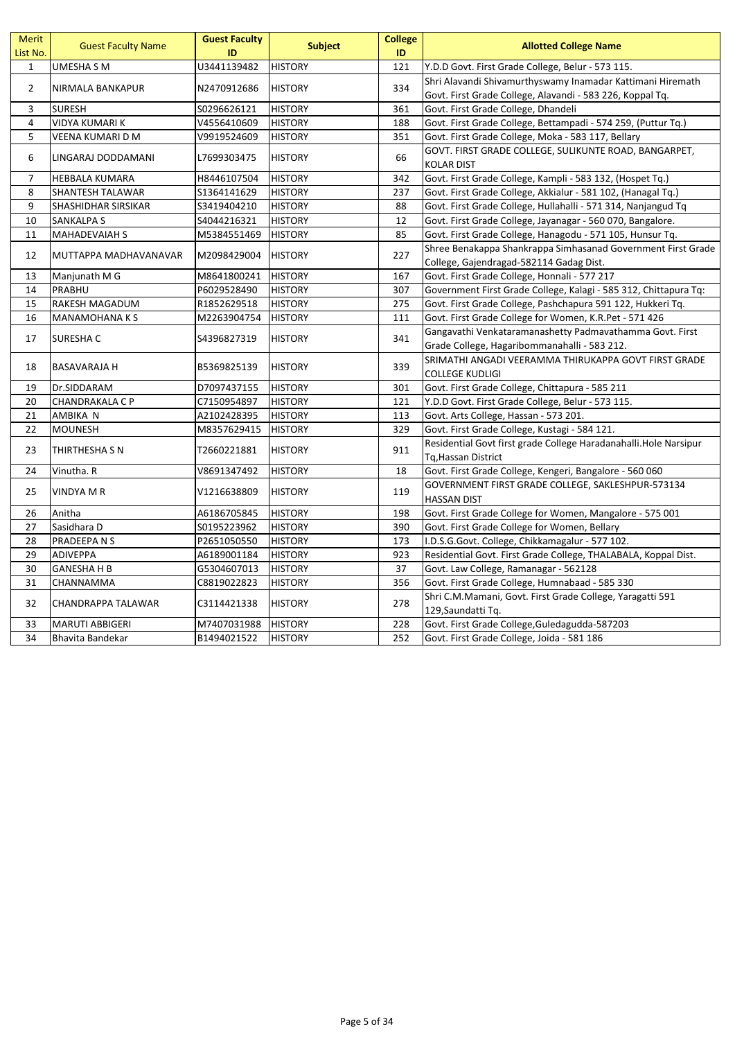| Merit List No. | Guest Faculty Name | Guest Faculty ID | Subject | College ID | Allotted College Name |
|---|---|---|---|---|---|
| 1 | UMESHA S M | U3441139482 | HISTORY | 121 | Y.D.D Govt. First Grade College, Belur - 573 115. |
| 2 | NIRMALA BANKAPUR | N2470912686 | HISTORY | 334 | Shri Alavandi Shivamurthyswamy Inamadar Kattimani Hiremath Govt. First Grade College, Alavandi - 583 226, Koppal Tq. |
| 3 | SURESH | S0296626121 | HISTORY | 361 | Govt. First Grade College, Dhandeli |
| 4 | VIDYA KUMARI K | V4556410609 | HISTORY | 188 | Govt. First Grade College, Bettampadi - 574 259, (Puttur Tq.) |
| 5 | VEENA KUMARI D M | V9919524609 | HISTORY | 351 | Govt. First Grade College, Moka - 583 117, Bellary |
| 6 | LINGARAJ DODDAMANI | L7699303475 | HISTORY | 66 | GOVT. FIRST GRADE COLLEGE, SULIKUNTE ROAD, BANGARPET, KOLAR DIST |
| 7 | HEBBALA KUMARA | H8446107504 | HISTORY | 342 | Govt. First Grade College, Kampli - 583 132, (Hospet Tq.) |
| 8 | SHANTESH TALAWAR | S1364141629 | HISTORY | 237 | Govt. First Grade College, Akkialur - 581 102, (Hanagal Tq.) |
| 9 | SHASHIDHAR SIRSIKAR | S3419404210 | HISTORY | 88 | Govt. First Grade College, Hullahalli - 571 314, Nanjangud Tq |
| 10 | SANKALPA S | S4044216321 | HISTORY | 12 | Govt. First Grade College, Jayanagar - 560 070, Bangalore. |
| 11 | MAHADEVAIAH S | M5384551469 | HISTORY | 85 | Govt. First Grade College, Hanagodu - 571 105, Hunsur Tq. |
| 12 | MUTTAPPA MADHAVANAVAR | M2098429004 | HISTORY | 227 | Shree Benakappa Shankrappa Simhasanad Government First Grade College, Gajendragad-582114 Gadag Dist. |
| 13 | Manjunath M G | M8641800241 | HISTORY | 167 | Govt. First Grade College, Honnali - 577 217 |
| 14 | PRABHU | P6029528490 | HISTORY | 307 | Government First Grade College, Kalagi - 585 312, Chittapura Tq: |
| 15 | RAKESH MAGADUM | R1852629518 | HISTORY | 275 | Govt. First Grade College, Pashchapura 591 122, Hukkeri Tq. |
| 16 | MANAMOHANA K S | M2263904754 | HISTORY | 111 | Govt. First Grade College for Women, K.R.Pet - 571 426 |
| 17 | SURESHA C | S4396827319 | HISTORY | 341 | Gangavathi Venkataramanashetty Padmavathamma Govt. First Grade College, Hagaribommanahalli - 583 212. |
| 18 | BASAVARAJA H | B5369825139 | HISTORY | 339 | SRIMATHI ANGADI VEERAMMA THIRUKAPPA GOVT FIRST GRADE COLLEGE KUDLIGI |
| 19 | Dr.SIDDARAM | D7097437155 | HISTORY | 301 | Govt. First Grade College, Chittapura - 585 211 |
| 20 | CHANDRAKALA C P | C7150954897 | HISTORY | 121 | Y.D.D Govt. First Grade College, Belur - 573 115. |
| 21 | AMBIKA N | A2102428395 | HISTORY | 113 | Govt. Arts College, Hassan - 573 201. |
| 22 | MOUNESH | M8357629415 | HISTORY | 329 | Govt. First Grade College, Kustagi - 584 121. |
| 23 | THIRTHESHA S N | T2660221881 | HISTORY | 911 | Residential Govt first grade College Haradanahalli.Hole Narsipur Tq,Hassan District |
| 24 | Vinutha. R | V8691347492 | HISTORY | 18 | Govt. First Grade College, Kengeri, Bangalore - 560 060 |
| 25 | VINDYA M R | V1216638809 | HISTORY | 119 | GOVERNMENT FIRST GRADE COLLEGE, SAKLESHPUR-573134 HASSAN DIST |
| 26 | Anitha | A6186705845 | HISTORY | 198 | Govt. First Grade College for Women, Mangalore - 575 001 |
| 27 | Sasidhara D | S0195223962 | HISTORY | 390 | Govt. First Grade College for Women, Bellary |
| 28 | PRADEEPA N S | P2651050550 | HISTORY | 173 | I.D.S.G.Govt. College, Chikkamagalur - 577 102. |
| 29 | ADIVEPPA | A6189001184 | HISTORY | 923 | Residential Govt. First Grade College, THALABALA, Koppal Dist. |
| 30 | GANESHA H B | G5304607013 | HISTORY | 37 | Govt. Law College, Ramanagar - 562128 |
| 31 | CHANNAMMA | C8819022823 | HISTORY | 356 | Govt. First Grade College, Humnabaad - 585 330 |
| 32 | CHANDRAPPA TALAWAR | C3114421338 | HISTORY | 278 | Shri C.M.Mamani, Govt. First Grade College, Yaragatti 591 129,Saundatti Tq. |
| 33 | MARUTI ABBIGERI | M7407031988 | HISTORY | 228 | Govt. First Grade College,Guledagudda-587203 |
| 34 | Bhavita Bandekar | B1494021522 | HISTORY | 252 | Govt. First Grade College, Joida - 581 186 |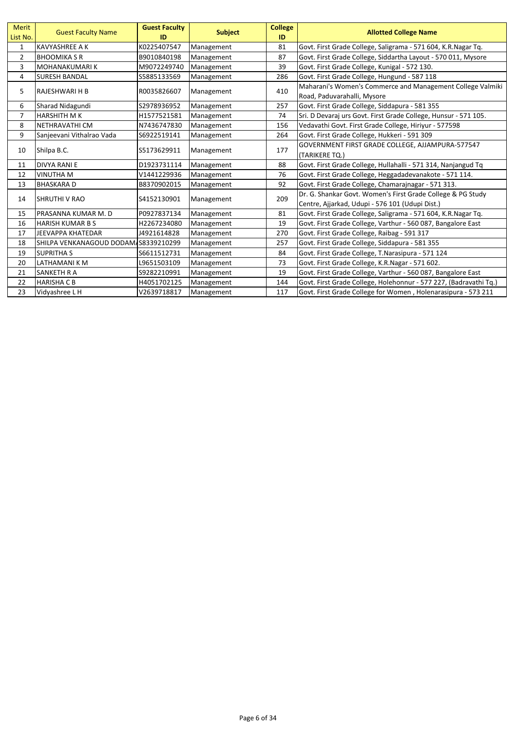| Merit List No. | Guest Faculty Name | Guest Faculty ID | Subject | College ID | Allotted College Name |
|---|---|---|---|---|---|
| 1 | KAVYASHREE A K | K0225407547 | Management | 81 | Govt. First Grade College, Saligrama - 571 604, K.R.Nagar Tq. |
| 2 | BHOOMIKA S R | B9010840198 | Management | 87 | Govt. First Grade College, Siddartha Layout - 570 011, Mysore |
| 3 | MOHANAKUMARI K | M9072249740 | Management | 39 | Govt. First Grade College, Kunigal - 572 130. |
| 4 | SURESH BANDAL | S5885133569 | Management | 286 | Govt. First Grade College, Hungund - 587 118 |
| 5 | RAJESHWARI H B | R0035826607 | Management | 410 | Maharani's Women's Commerce and Management College Valmiki Road, Paduvarahalli, Mysore |
| 6 | Sharad Nidagundi | S2978936952 | Management | 257 | Govt. First Grade College, Siddapura - 581 355 |
| 7 | HARSHITH M K | H1577521581 | Management | 74 | Sri. D Devaraj urs Govt. First Grade College, Hunsur - 571 105. |
| 8 | NETHRAVATHI CM | N7436747830 | Management | 156 | Vedavathi Govt. First Grade College, Hiriyur - 577598 |
| 9 | Sanjeevani Vithalrao Vada | S6922519141 | Management | 264 | Govt. First Grade College, Hukkeri - 591 309 |
| 10 | Shilpa B.C. | S5173629911 | Management | 177 | GOVERNMENT FIRST GRADE COLLEGE, AJJAMPURA-577547 (TARIKERE TQ.) |
| 11 | DIVYA RANI E | D1923731114 | Management | 88 | Govt. First Grade College, Hullahalli - 571 314, Nanjangud Tq |
| 12 | VINUTHA M | V1441229936 | Management | 76 | Govt. First Grade College, Heggadadevanakote - 571 114. |
| 13 | BHASKARA D | B8370902015 | Management | 92 | Govt. First Grade College, Chamarajnagar - 571 313. |
| 14 | SHRUTHI V RAO | S4152130901 | Management | 209 | Dr. G. Shankar Govt. Women's First Grade College & PG Study Centre, Ajjarkad, Udupi - 576 101 (Udupi Dist.) |
| 15 | PRASANNA KUMAR M. D | P0927837134 | Management | 81 | Govt. First Grade College, Saligrama - 571 604, K.R.Nagar Tq. |
| 16 | HARISH KUMAR B S | H2267234080 | Management | 19 | Govt. First Grade College, Varthur - 560 087, Bangalore East |
| 17 | JEEVAPPA KHATEDAR | J4921614828 | Management | 270 | Govt. First Grade College, Raibag - 591 317 |
| 18 | SHILPA VENKANAGOUD DODAM | S8339210299 | Management | 257 | Govt. First Grade College, Siddapura - 581 355 |
| 19 | SUPRITHA S | S6611512731 | Management | 84 | Govt. First Grade College, T.Narasipura - 571 124 |
| 20 | LATHAMANI K M | L9651503109 | Management | 73 | Govt. First Grade College, K.R.Nagar - 571 602. |
| 21 | SANKETH R A | S9282210991 | Management | 19 | Govt. First Grade College, Varthur - 560 087, Bangalore East |
| 22 | HARISHA C B | H4051702125 | Management | 144 | Govt. First Grade College, Holehonnur - 577 227, (Badravathi Tq.) |
| 23 | Vidyashree L H | V2639718817 | Management | 117 | Govt. First Grade College for Women , Holenarasipura - 573 211 |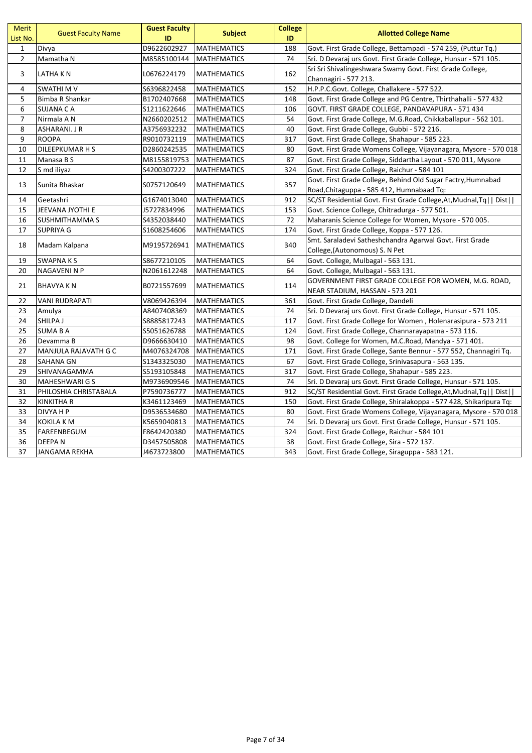| Merit List No. | Guest Faculty Name | Guest Faculty ID | Subject | College ID | Allotted College Name |
|---|---|---|---|---|---|
| 1 | Divya | D9622602927 | MATHEMATICS | 188 | Govt. First Grade College, Bettampadi - 574 259, (Puttur Tq.) |
| 2 | Mamatha N | M8585100144 | MATHEMATICS | 74 | Sri. D Devaraj urs Govt. First Grade College, Hunsur - 571 105. |
| 3 | LATHA K N | L0676224179 | MATHEMATICS | 162 | Sri Sri Shivalingeshwara Swamy Govt. First Grade College, Channagiri - 577 213. |
| 4 | SWATHI M V | S6396822458 | MATHEMATICS | 152 | H.P.P.C.Govt. College, Challakere - 577 522. |
| 5 | Bimba R Shankar | B1702407668 | MATHEMATICS | 148 | Govt. First Grade College and PG Centre, Thirthahalli - 577 432 |
| 6 | SUJANA C A | S1211622646 | MATHEMATICS | 106 | GOVT. FIRST GRADE COLLEGE, PANDAVAPURA - 571 434 |
| 7 | Nirmala A N | N2660202512 | MATHEMATICS | 54 | Govt. First Grade College, M.G.Road, Chikkaballapur - 562 101. |
| 8 | ASHARANI. J R | A3756932232 | MATHEMATICS | 40 | Govt. First Grade College, Gubbi - 572 216. |
| 9 | ROOPA | R9010732119 | MATHEMATICS | 317 | Govt. First Grade College, Shahapur - 585 223. |
| 10 | DILEEPKUMAR H S | D2860242535 | MATHEMATICS | 80 | Govt. First Grade Womens College, Vijayanagara, Mysore - 570 018 |
| 11 | Manasa B S | M8155819753 | MATHEMATICS | 87 | Govt. First Grade College, Siddartha Layout - 570 011, Mysore |
| 12 | S md iliyaz | S4200307222 | MATHEMATICS | 324 | Govt. First Grade College, Raichur - 584 101 |
| 13 | Sunita Bhaskar | S0757120649 | MATHEMATICS | 357 | Govt. First Grade College, Behind Old Sugar Factry,Humnabad Road,Chitaguppa - 585 412, Humnabaad Tq: |
| 14 | Geetashri | G1674013040 | MATHEMATICS | 912 | SC/ST Residential Govt. First Grade College,At,Mudnal,Tq\|\| Dist\|\| |
| 15 | JEEVANA JYOTHI E | J5727834996 | MATHEMATICS | 153 | Govt. Science College, Chitradurga - 577 501. |
| 16 | SUSHMITHAMMA S | S4352038440 | MATHEMATICS | 72 | Maharanis Science College for Women, Mysore - 570 005. |
| 17 | SUPRIYA G | S1608254606 | MATHEMATICS | 174 | Govt. First Grade College, Koppa - 577 126. |
| 18 | Madam Kalpana | M9195726941 | MATHEMATICS | 340 | Smt. Saraladevi Satheshchandra Agarwal Govt. First Grade College,(Autonomous) S. N Pet |
| 19 | SWAPNA K S | S8677210105 | MATHEMATICS | 64 | Govt. College, Mulbagal - 563 131. |
| 20 | NAGAVENI N P | N2061612248 | MATHEMATICS | 64 | Govt. College, Mulbagal - 563 131. |
| 21 | BHAVYA K N | B0721557699 | MATHEMATICS | 114 | GOVERNMENT FIRST GRADE COLLEGE FOR WOMEN, M.G. ROAD, NEAR STADIUM, HASSAN - 573 201 |
| 22 | VANI RUDRAPATI | V8069426394 | MATHEMATICS | 361 | Govt. First Grade College, Dandeli |
| 23 | Amulya | A8407408369 | MATHEMATICS | 74 | Sri. D Devaraj urs Govt. First Grade College, Hunsur - 571 105. |
| 24 | SHILPA J | S8885817243 | MATHEMATICS | 117 | Govt. First Grade College for Women , Holenarasipura - 573 211 |
| 25 | SUMA B A | S5051626788 | MATHEMATICS | 124 | Govt. First Grade College, Channarayapatna - 573 116. |
| 26 | Devamma B | D9666630410 | MATHEMATICS | 98 | Govt. College for Women, M.C.Road, Mandya - 571 401. |
| 27 | MANJULA RAJAVATH G C | M4076324708 | MATHEMATICS | 171 | Govt. First Grade College, Sante Bennur - 577 552, Channagiri Tq. |
| 28 | SAHANA GN | S1343325030 | MATHEMATICS | 67 | Govt. First Grade College, Srinivasapura - 563 135. |
| 29 | SHIVANAGAMMA | S5193105848 | MATHEMATICS | 317 | Govt. First Grade College, Shahapur - 585 223. |
| 30 | MAHESHWARI G S | M9736909546 | MATHEMATICS | 74 | Sri. D Devaraj urs Govt. First Grade College, Hunsur - 571 105. |
| 31 | PHILOSHIA CHRISTABALA | P7590736777 | MATHEMATICS | 912 | SC/ST Residential Govt. First Grade College,At,Mudnal,Tq\|\| Dist\|\| |
| 32 | KINKITHA R | K3461123469 | MATHEMATICS | 150 | Govt. First Grade College, Shiralakoppa - 577 428, Shikaripura Tq: |
| 33 | DIVYA H P | D9536534680 | MATHEMATICS | 80 | Govt. First Grade Womens College, Vijayanagara, Mysore - 570 018 |
| 34 | KOKILA K M | K5659040813 | MATHEMATICS | 74 | Sri. D Devaraj urs Govt. First Grade College, Hunsur - 571 105. |
| 35 | FAREENBEGUM | F8642420380 | MATHEMATICS | 324 | Govt. First Grade College, Raichur - 584 101 |
| 36 | DEEPA N | D3457505808 | MATHEMATICS | 38 | Govt. First Grade College, Sira - 572 137. |
| 37 | JANGAMA REKHA | J4673723800 | MATHEMATICS | 343 | Govt. First Grade College, Siraguppa - 583 121. |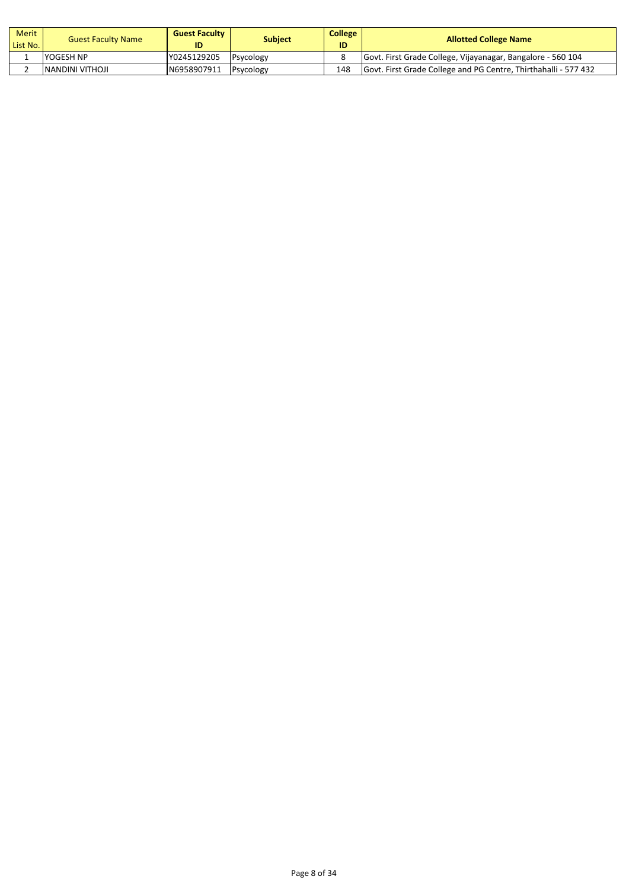| Merit List No. | Guest Faculty Name | Guest Faculty ID | Subject | College ID | Allotted College Name |
|---|---|---|---|---|---|
| 1 | YOGESH NP | Y0245129205 | Psycology | 8 | Govt. First Grade College, Vijayanagar, Bangalore - 560 104 |
| 2 | NANDINI VITHOJI | N6958907911 | Psycology | 148 | Govt. First Grade College and PG Centre, Thirthahalli - 577 432 |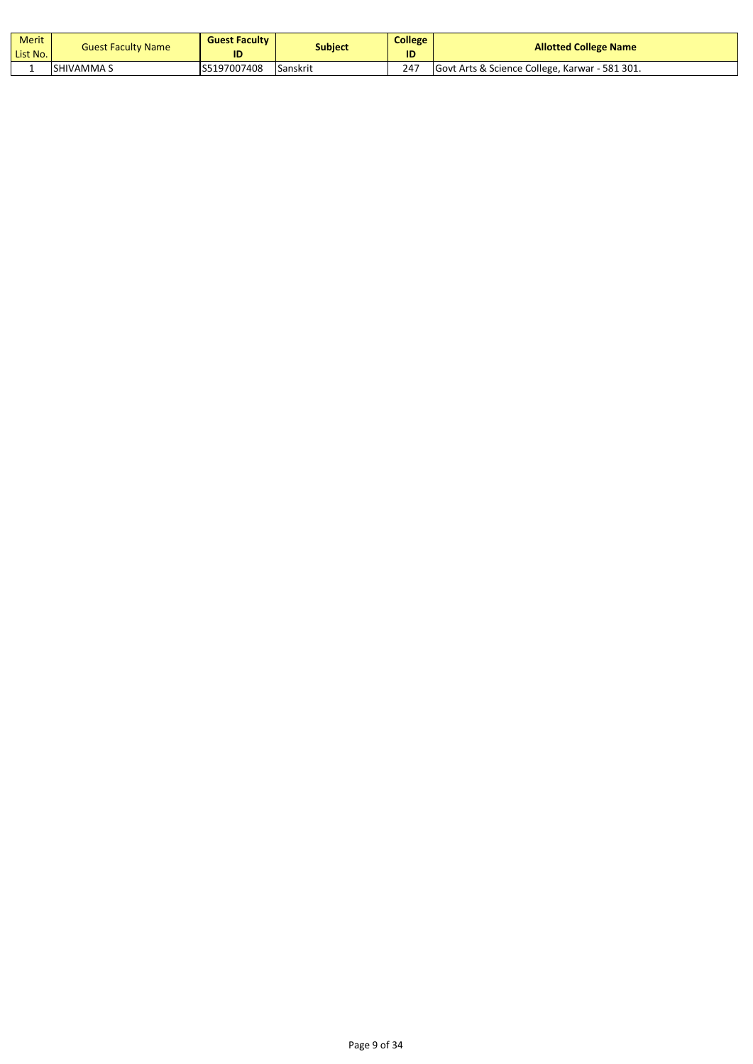| Merit List No. | Guest Faculty Name | Guest Faculty ID | Subject | College ID | Allotted College Name |
|---|---|---|---|---|---|
| 1 | SHIVAMMA S | S5197007408 | Sanskrit | 247 | Govt Arts & Science College, Karwar - 581 301. |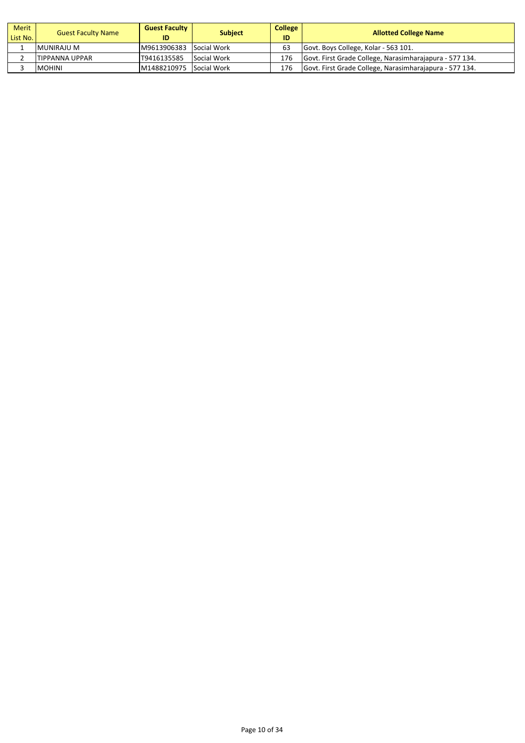| Merit List No. | Guest Faculty Name | Guest Faculty ID | Subject | College ID | Allotted College Name |
|---|---|---|---|---|---|
| 1 | MUNIRAJU M | M9613906383 | Social Work | 63 | Govt. Boys College, Kolar - 563 101. |
| 2 | TIPPANNA UPPAR | T9416135585 | Social Work | 176 | Govt. First Grade College, Narasimharajapura - 577 134. |
| 3 | MOHINI | M1488210975 | Social Work | 176 | Govt. First Grade College, Narasimharajapura - 577 134. |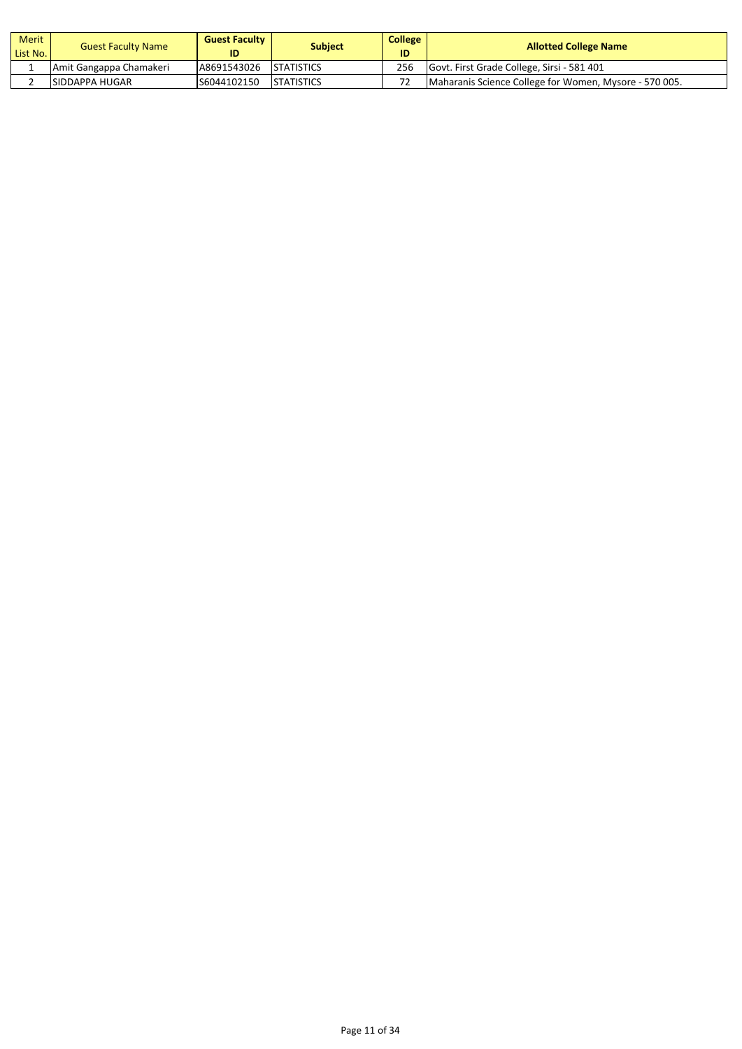| Merit List No. | Guest Faculty Name | Guest Faculty ID | Subject | College ID | Allotted College Name |
|---|---|---|---|---|---|
| 1 | Amit Gangappa Chamakeri | A8691543026 | STATISTICS | 256 | Govt. First Grade College, Sirsi - 581 401 |
| 2 | SIDDAPPA HUGAR | S6044102150 | STATISTICS | 72 | Maharanis Science College for Women, Mysore - 570 005. |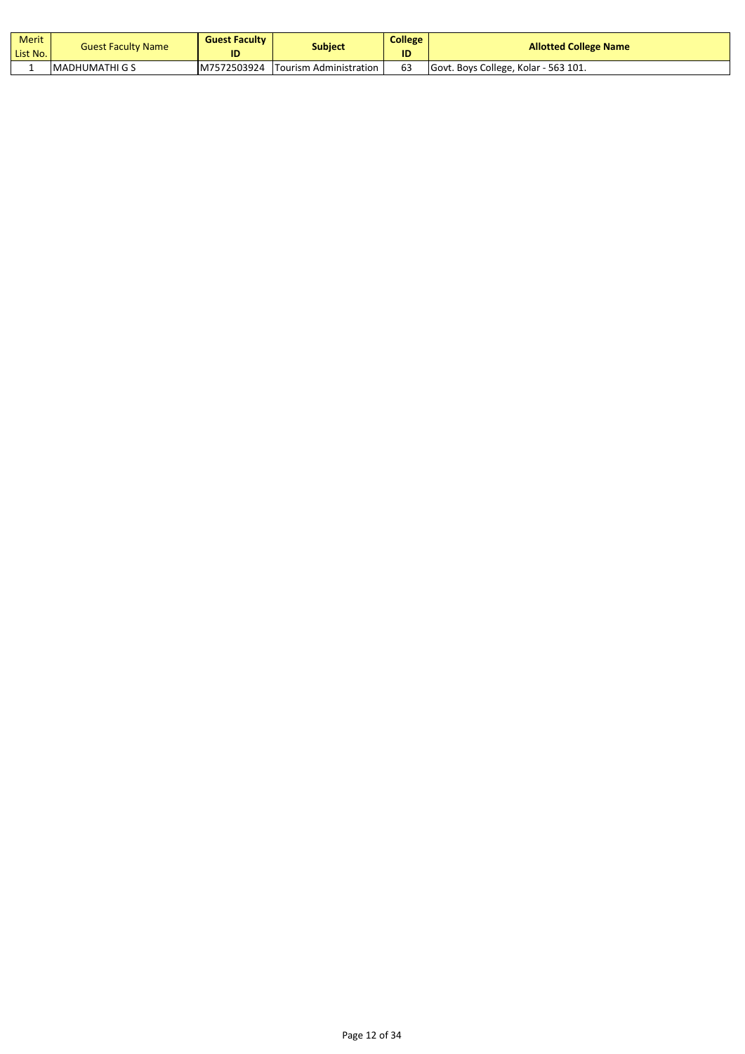| Merit List No. | Guest Faculty Name | Guest Faculty ID | Subject | College ID | Allotted College Name |
|---|---|---|---|---|---|
| 1 | MADHUMATHI G S | M7572503924 | Tourism Administration | 63 | Govt. Boys College, Kolar - 563 101. |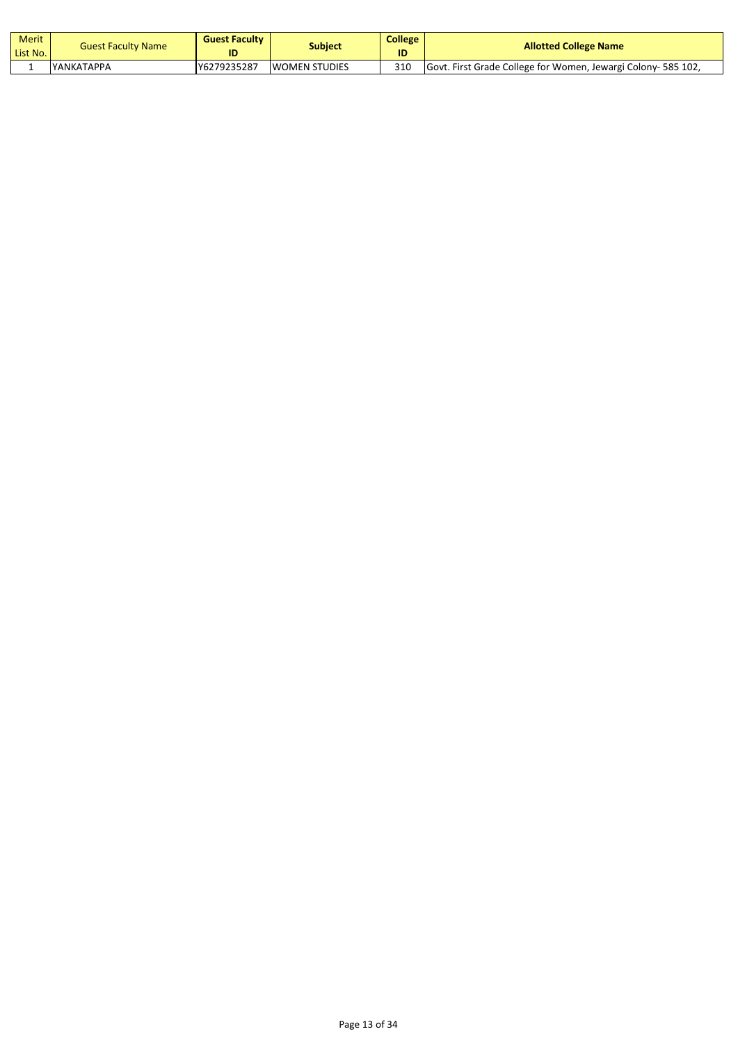| Merit List No. | Guest Faculty Name | Guest Faculty ID | Subject | College ID | Allotted College Name |
|---|---|---|---|---|---|
| 1 | YANKATAPPA | Y6279235287 | WOMEN STUDIES | 310 | Govt. First Grade College for Women, Jewargi Colony- 585 102, |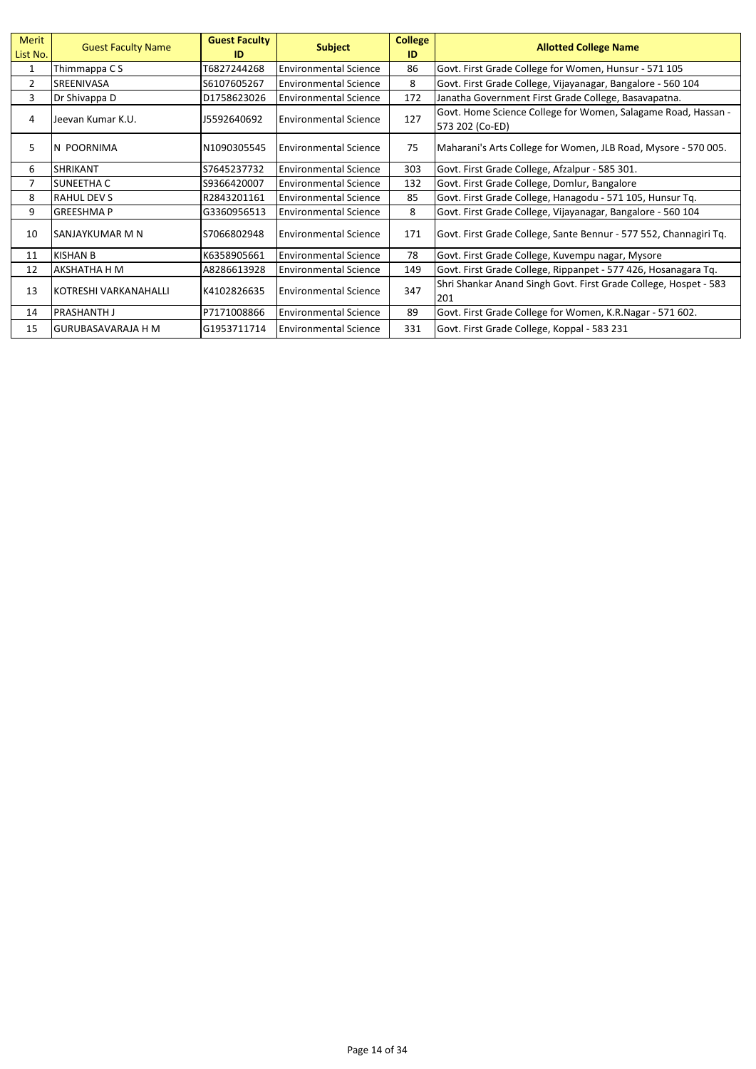| Merit List No. | Guest Faculty Name | Guest Faculty ID | Subject | College ID | Allotted College Name |
|---|---|---|---|---|---|
| 1 | Thimmappa C S | T6827244268 | Environmental Science | 86 | Govt. First Grade College for Women, Hunsur - 571 105 |
| 2 | SREENIVASA | S6107605267 | Environmental Science | 8 | Govt. First Grade College, Vijayanagar, Bangalore - 560 104 |
| 3 | Dr Shivappa D | D1758623026 | Environmental Science | 172 | Janatha Government First Grade College, Basavapatna. |
| 4 | Jeevan Kumar K.U. | J5592640692 | Environmental Science | 127 | Govt. Home Science College for Women, Salagame Road, Hassan - 573 202 (Co-ED) |
| 5 | N POORNIMA | N1090305545 | Environmental Science | 75 | Maharani's Arts College for Women, JLB Road, Mysore - 570 005. |
| 6 | SHRIKANT | S7645237732 | Environmental Science | 303 | Govt. First Grade College, Afzalpur - 585 301. |
| 7 | SUNEETHA C | S9366420007 | Environmental Science | 132 | Govt. First Grade College, Domlur, Bangalore |
| 8 | RAHUL DEV S | R2843201161 | Environmental Science | 85 | Govt. First Grade College, Hanagodu - 571 105, Hunsur Tq. |
| 9 | GREESHMA P | G3360956513 | Environmental Science | 8 | Govt. First Grade College, Vijayanagar, Bangalore - 560 104 |
| 10 | SANJAYKUMAR M N | S7066802948 | Environmental Science | 171 | Govt. First Grade College, Sante Bennur - 577 552, Channagiri Tq. |
| 11 | KISHAN B | K6358905661 | Environmental Science | 78 | Govt. First Grade College, Kuvempu nagar, Mysore |
| 12 | AKSHATHA H M | A8286613928 | Environmental Science | 149 | Govt. First Grade College, Rippanpet - 577 426, Hosanagara Tq. |
| 13 | KOTRESHI VARKANAHALLI | K4102826635 | Environmental Science | 347 | Shri Shankar Anand Singh Govt. First Grade College, Hospet - 583 201 |
| 14 | PRASHANTH J | P7171008866 | Environmental Science | 89 | Govt. First Grade College for Women, K.R.Nagar - 571 602. |
| 15 | GURUBASAVARAJA H M | G1953711714 | Environmental Science | 331 | Govt. First Grade College, Koppal - 583 231 |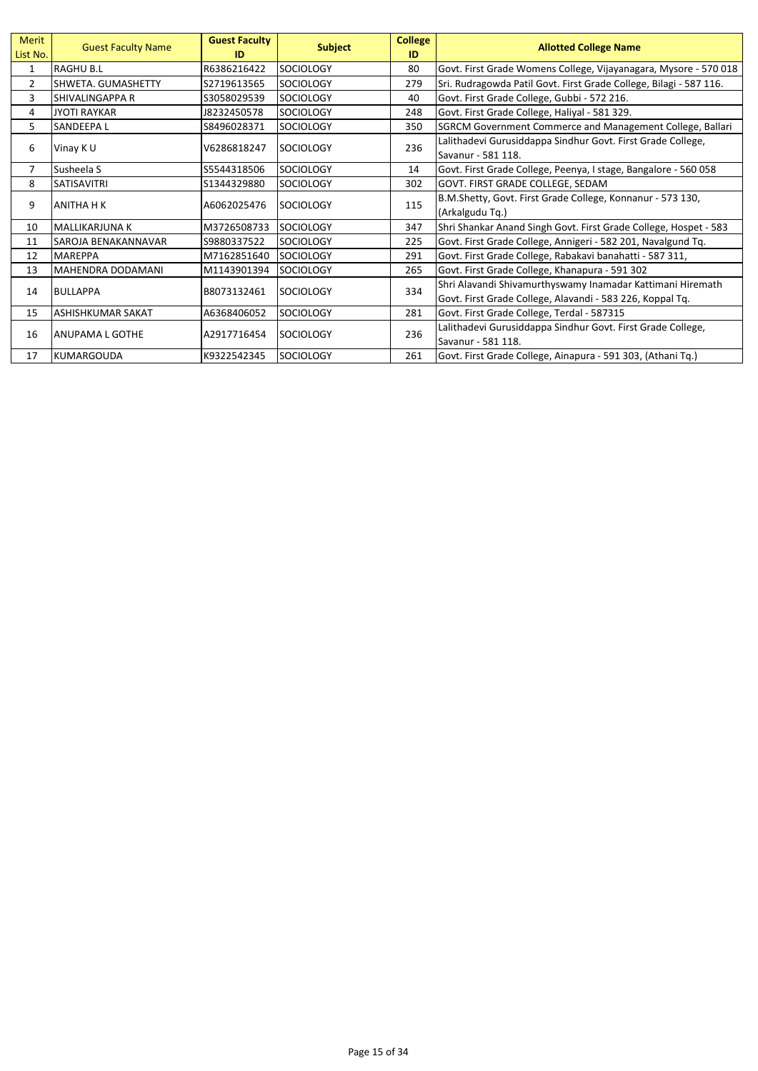| Merit List No. | Guest Faculty Name | Guest Faculty ID | Subject | College ID | Allotted College Name |
|---|---|---|---|---|---|
| 1 | RAGHU B.L | R6386216422 | SOCIOLOGY | 80 | Govt. First Grade Womens College, Vijayanagara, Mysore - 570 018 |
| 2 | SHWETA. GUMASHETTY | S2719613565 | SOCIOLOGY | 279 | Sri. Rudragowda Patil Govt. First Grade College, Bilagi - 587 116. |
| 3 | SHIVALINGAPPA R | S3058029539 | SOCIOLOGY | 40 | Govt. First Grade College, Gubbi - 572 216. |
| 4 | JYOTI RAYKAR | J8232450578 | SOCIOLOGY | 248 | Govt. First Grade College, Haliyal - 581 329. |
| 5 | SANDEEPA L | S8496028371 | SOCIOLOGY | 350 | SGRCM Government Commerce and Management College, Ballari |
| 6 | Vinay K U | V6286818247 | SOCIOLOGY | 236 | Lalithadevi Gurusiddappa Sindhur Govt. First Grade College, Savanur - 581 118. |
| 7 | Susheela S | S5544318506 | SOCIOLOGY | 14 | Govt. First Grade College, Peenya, I stage, Bangalore - 560 058 |
| 8 | SATISAVITRI | S1344329880 | SOCIOLOGY | 302 | GOVT. FIRST GRADE COLLEGE, SEDAM |
| 9 | ANITHA H K | A6062025476 | SOCIOLOGY | 115 | B.M.Shetty, Govt. First Grade College, Konnanur - 573 130, (Arkalgudu Tq.) |
| 10 | MALLIKARJUNA K | M3726508733 | SOCIOLOGY | 347 | Shri Shankar Anand Singh Govt. First Grade College, Hospet - 583 |
| 11 | SAROJA BENAKANNAVAR | S9880337522 | SOCIOLOGY | 225 | Govt. First Grade College, Annigeri - 582 201, Navalgund Tq. |
| 12 | MAREPPA | M7162851640 | SOCIOLOGY | 291 | Govt. First Grade College, Rabakavi banahatti - 587 311, |
| 13 | MAHENDRA DODAMANI | M1143901394 | SOCIOLOGY | 265 | Govt. First Grade College, Khanapura - 591 302 |
| 14 | BULLAPPA | B8073132461 | SOCIOLOGY | 334 | Shri Alavandi Shivamurthyswamy Inamadar Kattimani Hiremath Govt. First Grade College, Alavandi - 583 226, Koppal Tq. |
| 15 | ASHISHKUMAR SAKAT | A6368406052 | SOCIOLOGY | 281 | Govt. First Grade College, Terdal - 587315 |
| 16 | ANUPAMA L GOTHE | A2917716454 | SOCIOLOGY | 236 | Lalithadevi Gurusiddappa Sindhur Govt. First Grade College, Savanur - 581 118. |
| 17 | KUMARGOUDA | K9322542345 | SOCIOLOGY | 261 | Govt. First Grade College, Ainapura - 591 303, (Athani Tq.) |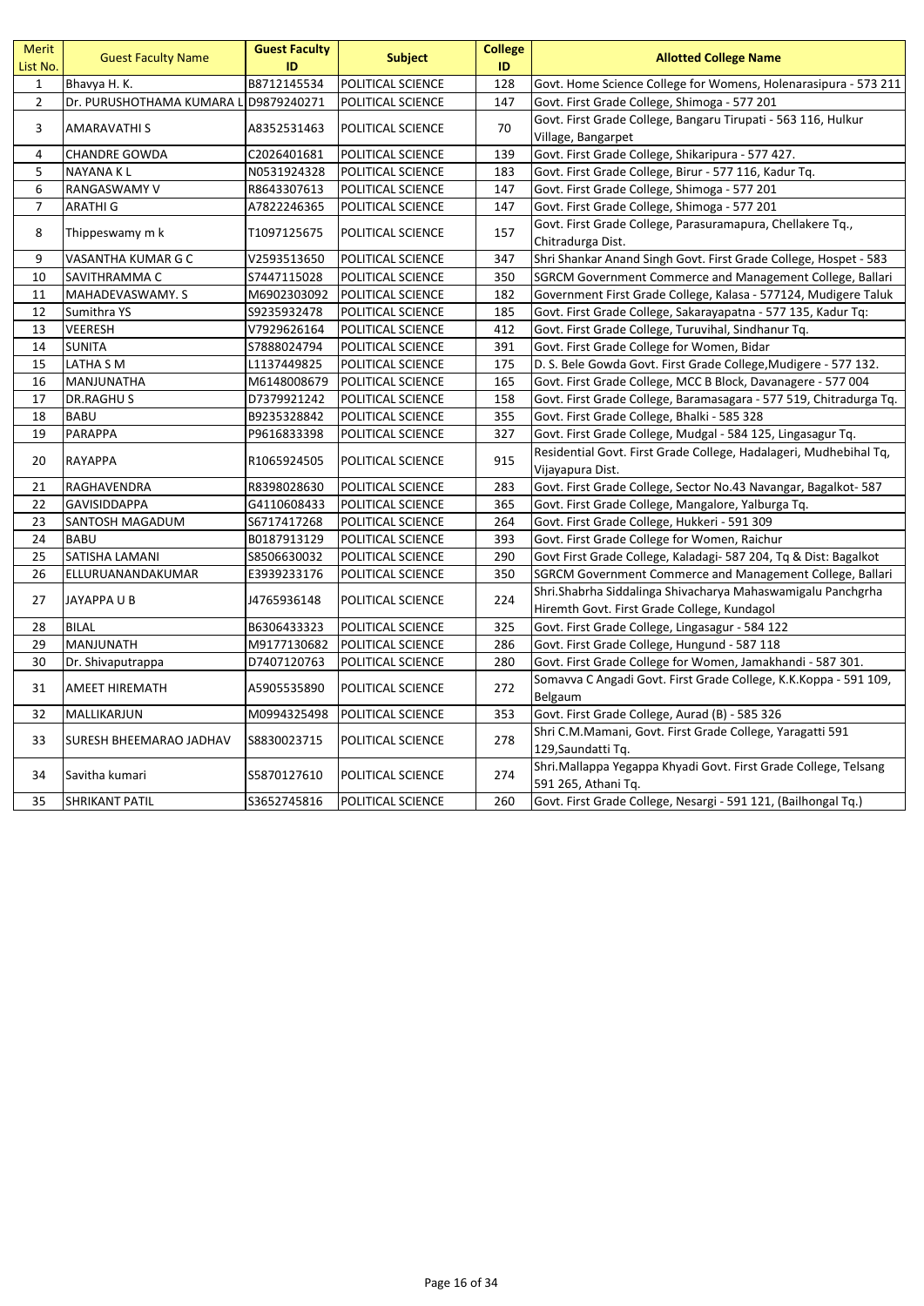| Merit List No. | Guest Faculty Name | Guest Faculty ID | Subject | College ID | Allotted College Name |
|---|---|---|---|---|---|
| 1 | Bhavya H. K. | B8712145534 | POLITICAL SCIENCE | 128 | Govt. Home Science College for Womens, Holenarasipura - 573 211 |
| 2 | Dr. PURUSHOTHAMA KUMARA L | D9879240271 | POLITICAL SCIENCE | 147 | Govt. First Grade College, Shimoga - 577 201 |
| 3 | AMARAVATHI S | A8352531463 | POLITICAL SCIENCE | 70 | Govt. First Grade College, Bangaru Tirupati - 563 116, Hulkur Village, Bangarpet |
| 4 | CHANDRE GOWDA | C2026401681 | POLITICAL SCIENCE | 139 | Govt. First Grade College, Shikaripura - 577 427. |
| 5 | NAYANA K L | N0531924328 | POLITICAL SCIENCE | 183 | Govt. First Grade College, Birur - 577 116, Kadur Tq. |
| 6 | RANGASWAMY V | R8643307613 | POLITICAL SCIENCE | 147 | Govt. First Grade College, Shimoga - 577 201 |
| 7 | ARATHI G | A7822246365 | POLITICAL SCIENCE | 147 | Govt. First Grade College, Shimoga - 577 201 |
| 8 | Thippeswamy m k | T1097125675 | POLITICAL SCIENCE | 157 | Govt. First Grade College, Parasuramapura, Chellakere Tq., Chitradurga Dist. |
| 9 | VASANTHA KUMAR G C | V2593513650 | POLITICAL SCIENCE | 347 | Shri Shankar Anand Singh Govt. First Grade College, Hospet - 583 |
| 10 | SAVITHRAMMA C | S7447115028 | POLITICAL SCIENCE | 350 | SGRCM Government Commerce and Management College, Ballari |
| 11 | MAHADEVASWAMY. S | M6902303092 | POLITICAL SCIENCE | 182 | Government First Grade College, Kalasa - 577124, Mudigere Taluk |
| 12 | Sumithra YS | S9235932478 | POLITICAL SCIENCE | 185 | Govt. First Grade College, Sakarayapatna - 577 135, Kadur Tq: |
| 13 | VEERESH | V7929626164 | POLITICAL SCIENCE | 412 | Govt. First Grade College, Turuvihal, Sindhanur Tq. |
| 14 | SUNITA | S7888024794 | POLITICAL SCIENCE | 391 | Govt. First Grade College for Women, Bidar |
| 15 | LATHA S M | L1137449825 | POLITICAL SCIENCE | 175 | D. S. Bele Gowda Govt. First Grade College,Mudigere - 577 132. |
| 16 | MANJUNATHA | M6148008679 | POLITICAL SCIENCE | 165 | Govt. First Grade College, MCC B Block, Davanagere - 577 004 |
| 17 | DR.RAGHU S | D7379921242 | POLITICAL SCIENCE | 158 | Govt. First Grade College, Baramasagara - 577 519, Chitradurga Tq. |
| 18 | BABU | B9235328842 | POLITICAL SCIENCE | 355 | Govt. First Grade College, Bhalki - 585 328 |
| 19 | PARAPPA | P9616833398 | POLITICAL SCIENCE | 327 | Govt. First Grade College, Mudgal - 584 125, Lingasagur Tq. |
| 20 | RAYAPPA | R1065924505 | POLITICAL SCIENCE | 915 | Residential Govt. First Grade College, Hadalageri, Mudhebihal Tq, Vijayapura Dist. |
| 21 | RAGHAVENDRA | R8398028630 | POLITICAL SCIENCE | 283 | Govt. First Grade College, Sector No.43 Navangar, Bagalkot- 587 |
| 22 | GAVISIDDAPPA | G4110608433 | POLITICAL SCIENCE | 365 | Govt. First Grade College, Mangalore, Yalburga Tq. |
| 23 | SANTOSH MAGADUM | S6717417268 | POLITICAL SCIENCE | 264 | Govt. First Grade College, Hukkeri - 591 309 |
| 24 | BABU | B0187913129 | POLITICAL SCIENCE | 393 | Govt. First Grade College for Women, Raichur |
| 25 | SATISHA LAMANI | S8506630032 | POLITICAL SCIENCE | 290 | Govt First Grade College, Kaladagi- 587 204, Tq & Dist: Bagalkot |
| 26 | ELLURUANANDAKUMAR | E3939233176 | POLITICAL SCIENCE | 350 | SGRCM Government Commerce and Management College, Ballari |
| 27 | JAYAPPA U B | J4765936148 | POLITICAL SCIENCE | 224 | Shri.Shabrha Siddalinga Shivacharya Mahaswamigalu Panchgrha Hiremth Govt. First Grade College, Kundagol |
| 28 | BILAL | B6306433323 | POLITICAL SCIENCE | 325 | Govt. First Grade College, Lingasagur - 584 122 |
| 29 | MANJUNATH | M9177130682 | POLITICAL SCIENCE | 286 | Govt. First Grade College, Hungund - 587 118 |
| 30 | Dr. Shivaputrappa | D7407120763 | POLITICAL SCIENCE | 280 | Govt. First Grade College for Women, Jamakhandi - 587 301. |
| 31 | AMEET HIREMATH | A5905535890 | POLITICAL SCIENCE | 272 | Somavva C Angadi Govt. First Grade College, K.K.Koppa - 591 109, Belgaum |
| 32 | MALLIKARJUN | M0994325498 | POLITICAL SCIENCE | 353 | Govt. First Grade College, Aurad (B) - 585 326 |
| 33 | SURESH BHEEMARAO JADHAV | S8830023715 | POLITICAL SCIENCE | 278 | Shri C.M.Mamani, Govt. First Grade College, Yaragatti 591 129,Saundatti Tq. |
| 34 | Savitha kumari | S5870127610 | POLITICAL SCIENCE | 274 | Shri.Mallappa Yegappa Khyadi Govt. First Grade College, Telsang 591 265, Athani Tq. |
| 35 | SHRIKANT PATIL | S3652745816 | POLITICAL SCIENCE | 260 | Govt. First Grade College, Nesargi - 591 121, (Bailhongal Tq.) |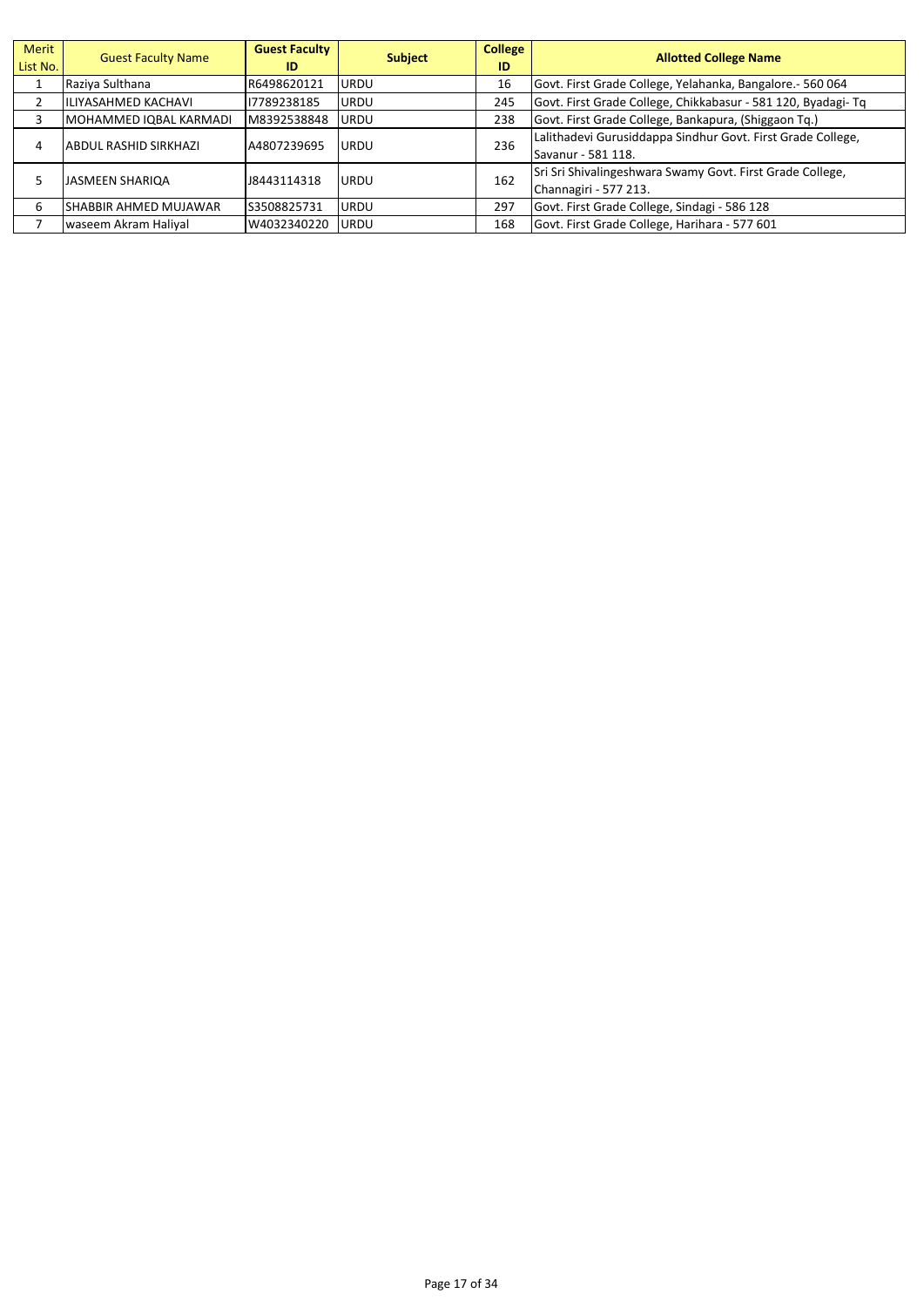| Merit List No. | Guest Faculty Name | Guest Faculty ID | Subject | College ID | Allotted College Name |
|---|---|---|---|---|---|
| 1 | Raziya Sulthana | R6498620121 | URDU | 16 | Govt. First Grade College, Yelahanka, Bangalore.- 560 064 |
| 2 | ILIYASAHMED KACHAVI | I7789238185 | URDU | 245 | Govt. First Grade College, Chikkabasur - 581 120, Byadagi- Tq |
| 3 | MOHAMMED IQBAL KARMADI | M8392538848 | URDU | 238 | Govt. First Grade College, Bankapura, (Shiggaon Tq.) |
| 4 | ABDUL RASHID SIRKHAZI | A4807239695 | URDU | 236 | Lalithadevi Gurusiddappa Sindhur Govt. First Grade College, Savanur - 581 118. |
| 5 | JASMEEN SHARIQA | J8443114318 | URDU | 162 | Sri Sri Shivalingeshwara Swamy Govt. First Grade College, Channagiri - 577 213. |
| 6 | SHABBIR AHMED MUJAWAR | S3508825731 | URDU | 297 | Govt. First Grade College, Sindagi - 586 128 |
| 7 | waseem Akram Haliyal | W4032340220 | URDU | 168 | Govt. First Grade College, Harihara - 577 601 |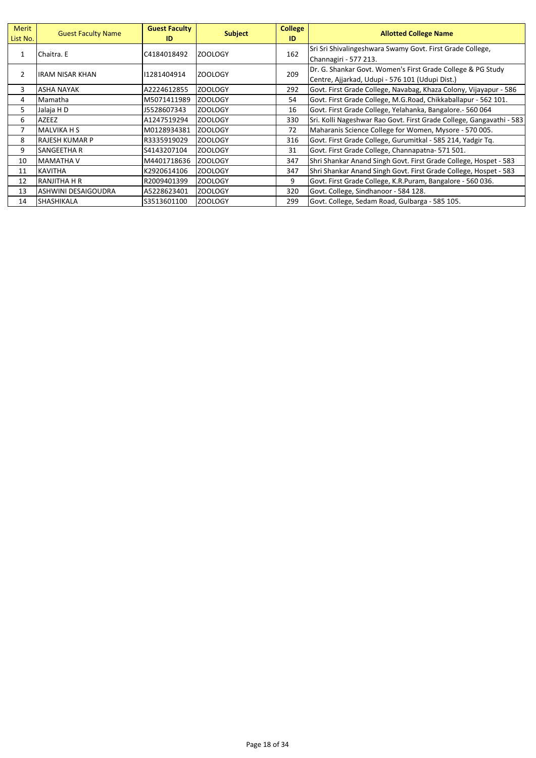| Merit List No. | Guest Faculty Name | Guest Faculty ID | Subject | College ID | Allotted College Name |
|---|---|---|---|---|---|
| 1 | Chaitra. E | C4184018492 | ZOOLOGY | 162 | Sri Sri Shivalingeshwara Swamy Govt. First Grade College, Channagiri - 577 213. |
| 2 | IRAM NISAR KHAN | I1281404914 | ZOOLOGY | 209 | Dr. G. Shankar Govt. Women's First Grade College & PG Study Centre, Ajjarkad, Udupi - 576 101 (Udupi Dist.) |
| 3 | ASHA NAYAK | A2224612855 | ZOOLOGY | 292 | Govt. First Grade College, Navabag, Khaza Colony, Vijayapur - 586 |
| 4 | Mamatha | M5071411989 | ZOOLOGY | 54 | Govt. First Grade College, M.G.Road, Chikkaballapur - 562 101. |
| 5 | Jalaja H D | J5528607343 | ZOOLOGY | 16 | Govt. First Grade College, Yelahanka, Bangalore.- 560 064 |
| 6 | AZEEZ | A1247519294 | ZOOLOGY | 330 | Sri. Kolli Nageshwar Rao Govt. First Grade College, Gangavathi - 583 |
| 7 | MALVIKA H S | M0128934381 | ZOOLOGY | 72 | Maharanis Science College for Women, Mysore - 570 005. |
| 8 | RAJESH KUMAR P | R3335919029 | ZOOLOGY | 316 | Govt. First Grade College, Gurumitkal - 585 214, Yadgir Tq. |
| 9 | SANGEETHA R | S4143207104 | ZOOLOGY | 31 | Govt. First Grade College, Channapatna- 571 501. |
| 10 | MAMATHA V | M4401718636 | ZOOLOGY | 347 | Shri Shankar Anand Singh Govt. First Grade College, Hospet - 583 |
| 11 | KAVITHA | K2920614106 | ZOOLOGY | 347 | Shri Shankar Anand Singh Govt. First Grade College, Hospet - 583 |
| 12 | RANJITHA H R | R2009401399 | ZOOLOGY | 9 | Govt. First Grade College, K.R.Puram, Bangalore - 560 036. |
| 13 | ASHWINI DESAIGOUDRA | A5228623401 | ZOOLOGY | 320 | Govt. College, Sindhanoor - 584 128. |
| 14 | SHASHIKALA | S3513601100 | ZOOLOGY | 299 | Govt. College, Sedam Road, Gulbarga - 585 105. |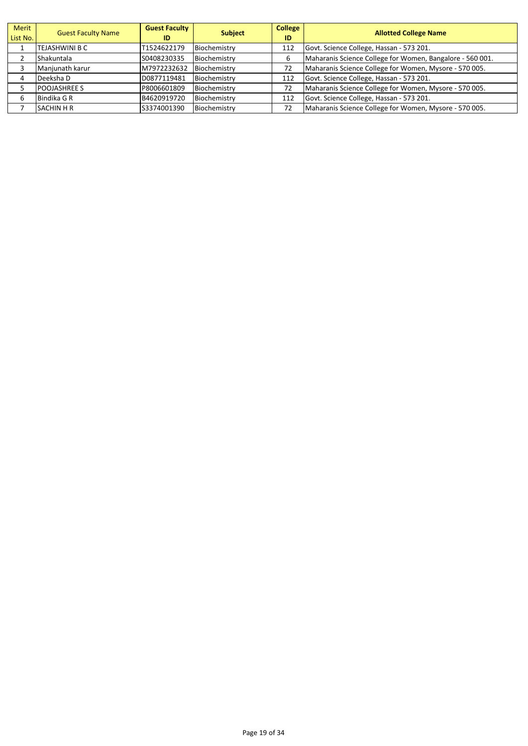| Merit List No. | Guest Faculty Name | Guest Faculty ID | Subject | College ID | Allotted College Name |
|---|---|---|---|---|---|
| 1 | TEJASHWINI B C | T1524622179 | Biochemistry | 112 | Govt. Science College, Hassan - 573 201. |
| 2 | Shakuntala | S0408230335 | Biochemistry | 6 | Maharanis Science College for Women, Bangalore - 560 001. |
| 3 | Manjunath karur | M7972232632 | Biochemistry | 72 | Maharanis Science College for Women, Mysore - 570 005. |
| 4 | Deeksha D | D0877119481 | Biochemistry | 112 | Govt. Science College, Hassan - 573 201. |
| 5 | POOJASHREE S | P8006601809 | Biochemistry | 72 | Maharanis Science College for Women, Mysore - 570 005. |
| 6 | Bindika G R | B4620919720 | Biochemistry | 112 | Govt. Science College, Hassan - 573 201. |
| 7 | SACHIN H R | S3374001390 | Biochemistry | 72 | Maharanis Science College for Women, Mysore - 570 005. |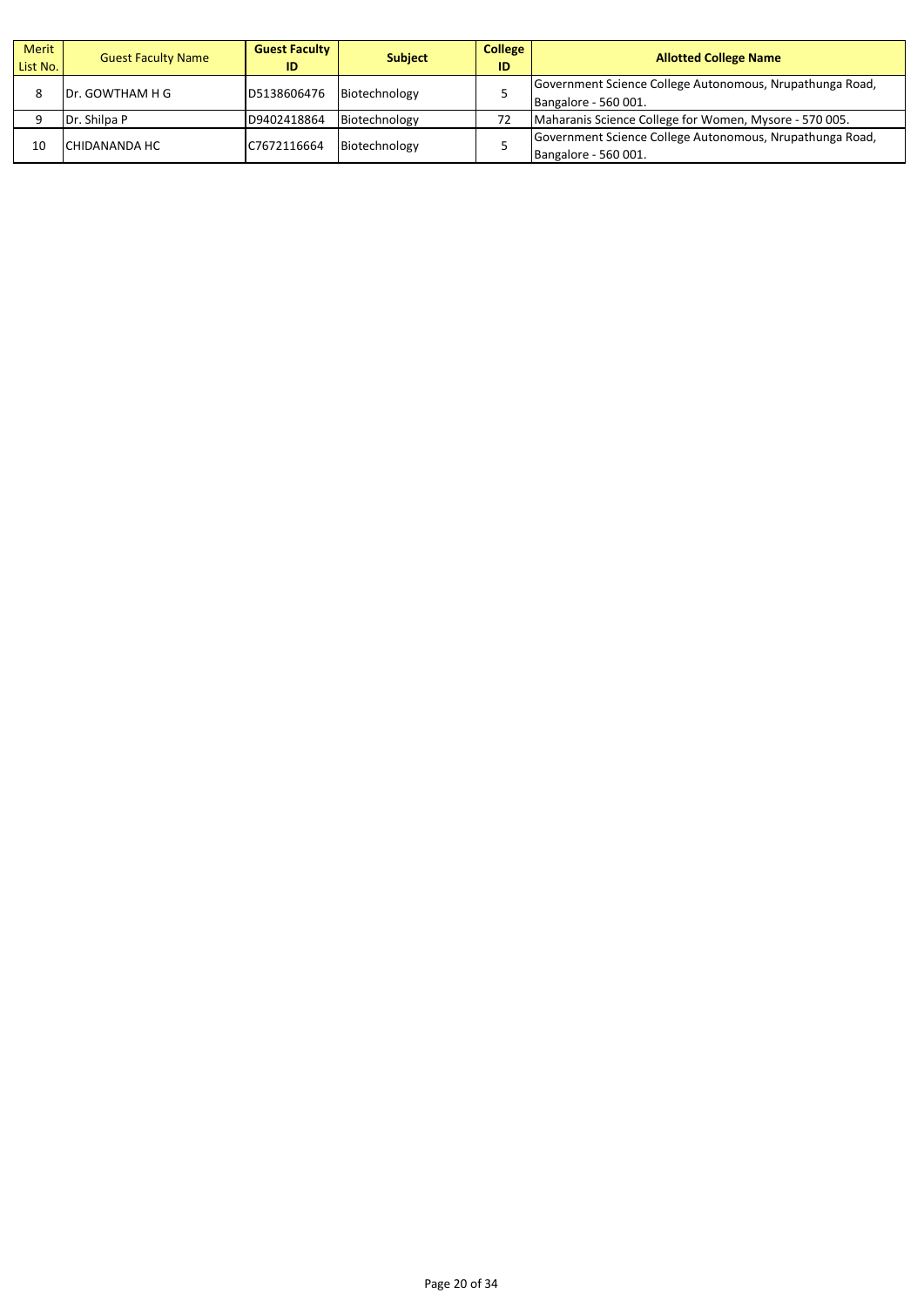| Merit List No. | Guest Faculty Name | Guest Faculty ID | Subject | College ID | Allotted College Name |
|---|---|---|---|---|---|
| 8 | Dr. GOWTHAM H G | D5138606476 | Biotechnology | 5 | Government Science College Autonomous, Nrupathunga Road, Bangalore - 560 001. |
| 9 | Dr. Shilpa P | D9402418864 | Biotechnology | 72 | Maharanis Science College for Women, Mysore - 570 005. |
| 10 | CHIDANANDA HC | C7672116664 | Biotechnology | 5 | Government Science College Autonomous, Nrupathunga Road, Bangalore - 560 001. |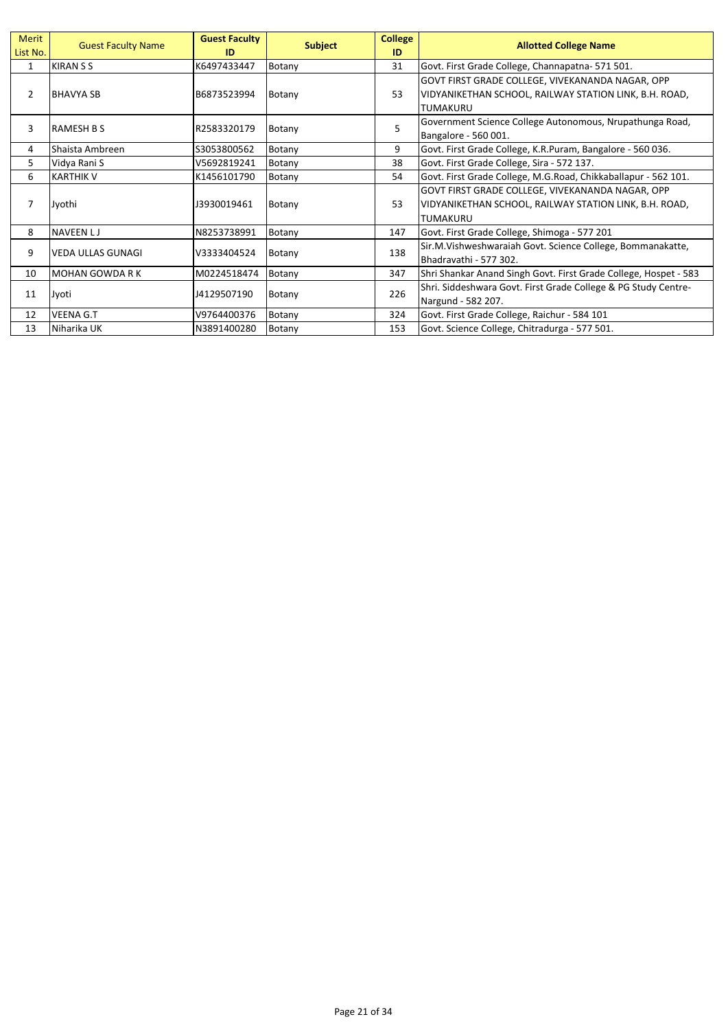| Merit List No. | Guest Faculty Name | Guest Faculty ID | Subject | College ID | Allotted College Name |
|---|---|---|---|---|---|
| 1 | KIRAN S S | K6497433447 | Botany | 31 | Govt. First Grade College, Channapatna- 571 501. |
| 2 | BHAVYA SB | B6873523994 | Botany | 53 | GOVT FIRST GRADE COLLEGE, VIVEKANANDA NAGAR, OPP VIDYANIKETHAN SCHOOL, RAILWAY STATION LINK, B.H. ROAD, TUMAKURU |
| 3 | RAMESH B S | R2583320179 | Botany | 5 | Government Science College Autonomous, Nrupathunga Road, Bangalore - 560 001. |
| 4 | Shaista Ambreen | S3053800562 | Botany | 9 | Govt. First Grade College, K.R.Puram, Bangalore - 560 036. |
| 5 | Vidya Rani S | V5692819241 | Botany | 38 | Govt. First Grade College, Sira - 572 137. |
| 6 | KARTHIK V | K1456101790 | Botany | 54 | Govt. First Grade College, M.G.Road, Chikkaballapur - 562 101. |
| 7 | Jyothi | J3930019461 | Botany | 53 | GOVT FIRST GRADE COLLEGE, VIVEKANANDA NAGAR, OPP VIDYANIKETHAN SCHOOL, RAILWAY STATION LINK, B.H. ROAD, TUMAKURU |
| 8 | NAVEEN L J | N8253738991 | Botany | 147 | Govt. First Grade College, Shimoga - 577 201 |
| 9 | VEDA ULLAS GUNAGI | V3333404524 | Botany | 138 | Sir.M.Vishweshwaraiah Govt. Science College, Bommanakatte, Bhadravathi - 577 302. |
| 10 | MOHAN GOWDA R K | M0224518474 | Botany | 347 | Shri Shankar Anand Singh Govt. First Grade College, Hospet - 583 |
| 11 | Jyoti | J4129507190 | Botany | 226 | Shri. Siddeshwara Govt. First Grade College & PG Study Centre- Nargund - 582 207. |
| 12 | VEENA G.T | V9764400376 | Botany | 324 | Govt. First Grade College, Raichur - 584 101 |
| 13 | Niharika UK | N3891400280 | Botany | 153 | Govt. Science College, Chitradurga - 577 501. |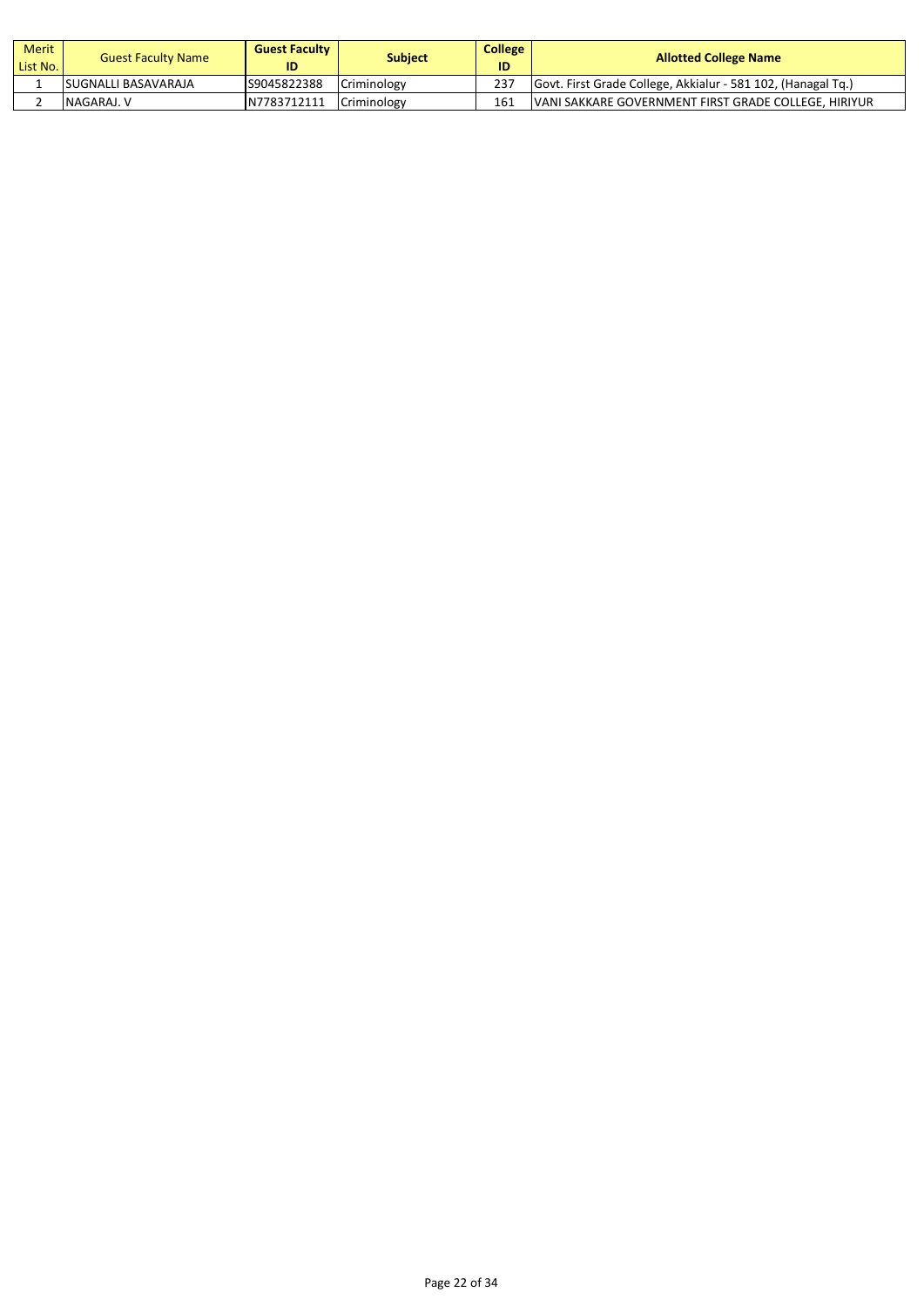| Merit List No. | Guest Faculty Name | Guest Faculty ID | Subject | College ID | Allotted College Name |
|---|---|---|---|---|---|
| 1 | SUGNALLI BASAVARAJA | S9045822388 | Criminology | 237 | Govt. First Grade College, Akkialur - 581 102, (Hanagal Tq.) |
| 2 | NAGARAJ. V | N7783712111 | Criminology | 161 | VANI SAKKARE GOVERNMENT FIRST GRADE COLLEGE, HIRIYUR |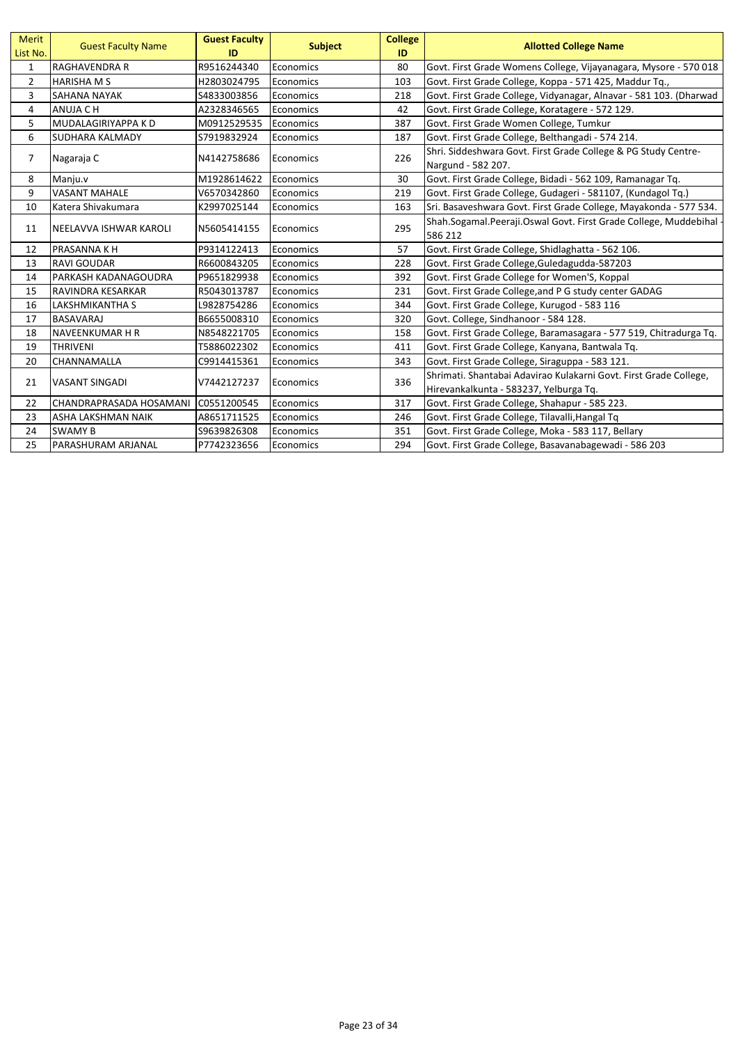| Merit List No. | Guest Faculty Name | Guest Faculty ID | Subject | College ID | Allotted College Name |
|---|---|---|---|---|---|
| 1 | RAGHAVENDRA R | R9516244340 | Economics | 80 | Govt. First Grade Womens College, Vijayanagara, Mysore - 570 018 |
| 2 | HARISHA M S | H2803024795 | Economics | 103 | Govt. First Grade College, Koppa - 571 425, Maddur Tq., |
| 3 | SAHANA NAYAK | S4833003856 | Economics | 218 | Govt. First Grade College, Vidyanagar, Alnavar - 581 103. (Dharwad |
| 4 | ANUJA C H | A2328346565 | Economics | 42 | Govt. First Grade College, Koratagere - 572 129. |
| 5 | MUDALAGIRIYAPPA K D | M0912529535 | Economics | 387 | Govt. First Grade Women College, Tumkur |
| 6 | SUDHARA KALMADY | S7919832924 | Economics | 187 | Govt. First Grade College, Belthangadi - 574 214. |
| 7 | Nagaraja C | N4142758686 | Economics | 226 | Shri. Siddeshwara Govt. First Grade College & PG Study Centre-Nargund - 582 207. |
| 8 | Manju.v | M1928614622 | Economics | 30 | Govt. First Grade College, Bidadi - 562 109, Ramanagar Tq. |
| 9 | VASANT MAHALE | V6570342860 | Economics | 219 | Govt. First Grade College, Gudageri - 581107, (Kundagol Tq.) |
| 10 | Katera Shivakumara | K2997025144 | Economics | 163 | Sri. Basaveshwara Govt. First Grade College, Mayakonda - 577 534. |
| 11 | NEELAVVA ISHWAR KAROLI | N5605414155 | Economics | 295 | Shah.Sogamal.Peeraji.Oswal Govt. First Grade College, Muddebihal - 586 212 |
| 12 | PRASANNA K H | P9314122413 | Economics | 57 | Govt. First Grade College, Shidlaghatta - 562 106. |
| 13 | RAVI GOUDAR | R6600843205 | Economics | 228 | Govt. First Grade College,Guledagudda-587203 |
| 14 | PARKASH KADANAGOUDRA | P9651829938 | Economics | 392 | Govt. First Grade College for Women'S, Koppal |
| 15 | RAVINDRA KESARKAR | R5043013787 | Economics | 231 | Govt. First Grade College,and P G study center GADAG |
| 16 | LAKSHMIKANTHA S | L9828754286 | Economics | 344 | Govt. First Grade College, Kurugod - 583 116 |
| 17 | BASAVARAJ | B6655008310 | Economics | 320 | Govt. College, Sindhanoor - 584 128. |
| 18 | NAVEENKUMAR H R | N8548221705 | Economics | 158 | Govt. First Grade College, Baramasagara - 577 519, Chitradurga Tq. |
| 19 | THRIVENI | T5886022302 | Economics | 411 | Govt. First Grade College, Kanyana, Bantwala Tq. |
| 20 | CHANNAMALLA | C9914415361 | Economics | 343 | Govt. First Grade College, Siraguppa - 583 121. |
| 21 | VASANT SINGADI | V7442127237 | Economics | 336 | Shrimati. Shantabai Adavirao Kulakarni Govt. First Grade College, Hirevankalkunta - 583237, Yelburga Tq. |
| 22 | CHANDRAPRASADA HOSAMANI | C0551200545 | Economics | 317 | Govt. First Grade College, Shahapur - 585 223. |
| 23 | ASHA LAKSHMAN NAIK | A8651711525 | Economics | 246 | Govt. First Grade College, Tilavalli,Hangal Tq |
| 24 | SWAMY B | S9639826308 | Economics | 351 | Govt. First Grade College, Moka - 583 117, Bellary |
| 25 | PARASHURAM ARJANAL | P7742323656 | Economics | 294 | Govt. First Grade College, Basavanabagewadi - 586 203 |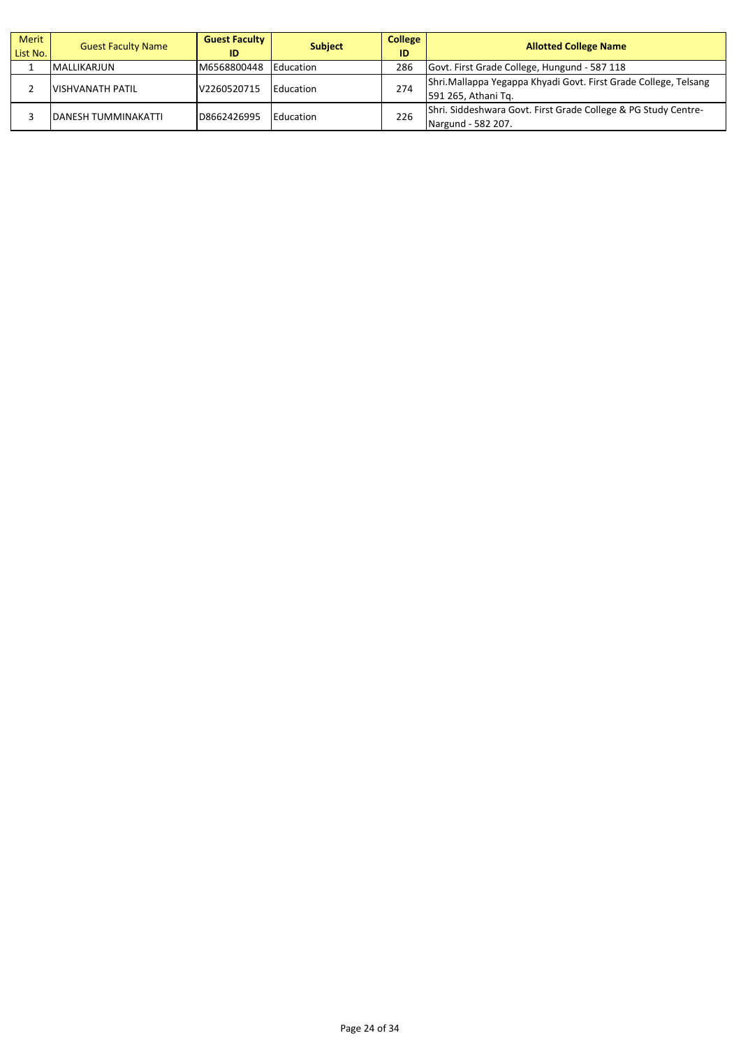| Merit List No. | Guest Faculty Name | Guest Faculty ID | Subject | College ID | Allotted College Name |
|---|---|---|---|---|---|
| 1 | MALLIKARJUN | M6568800448 | Education | 286 | Govt. First Grade College, Hungund - 587 118 |
| 2 | VISHVANATH PATIL | V2260520715 | Education | 274 | Shri.Mallappa Yegappa Khyadi Govt. First Grade College, Telsang 591 265, Athani Tq. |
| 3 | DANESH TUMMINAKATTI | D8662426995 | Education | 226 | Shri. Siddeshwara Govt. First Grade College & PG Study Centre-Nargund - 582 207. |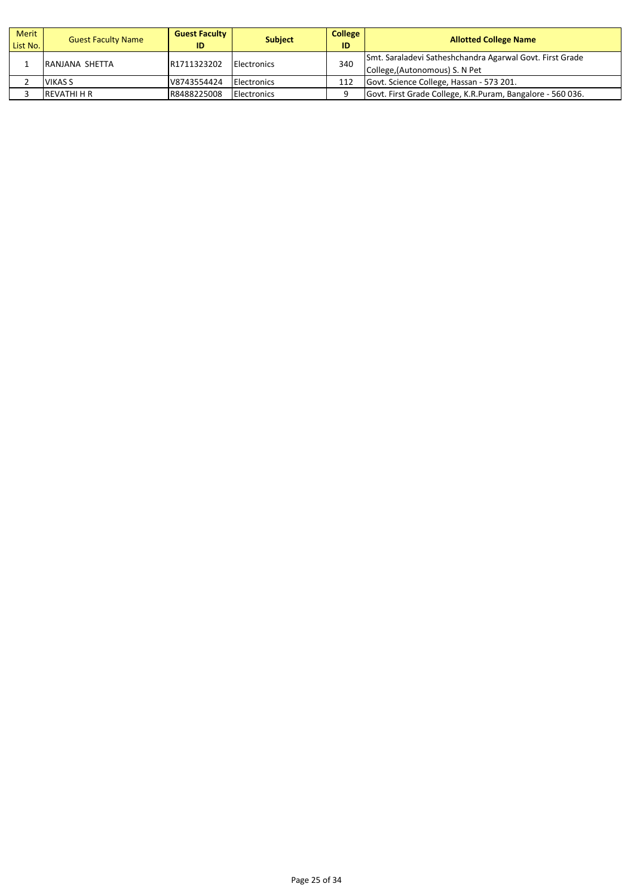| Merit List No. | Guest Faculty Name | Guest Faculty ID | Subject | College ID | Allotted College Name |
|---|---|---|---|---|---|
| 1 | RANJANA SHETTA | R1711323202 | Electronics | 340 | Smt. Saraladevi Satheshchandra Agarwal Govt. First Grade College,(Autonomous) S. N Pet |
| 2 | VIKAS S | V8743554424 | Electronics | 112 | Govt. Science College, Hassan - 573 201. |
| 3 | REVATHI H R | R8488225008 | Electronics | 9 | Govt. First Grade College, K.R.Puram, Bangalore - 560 036. |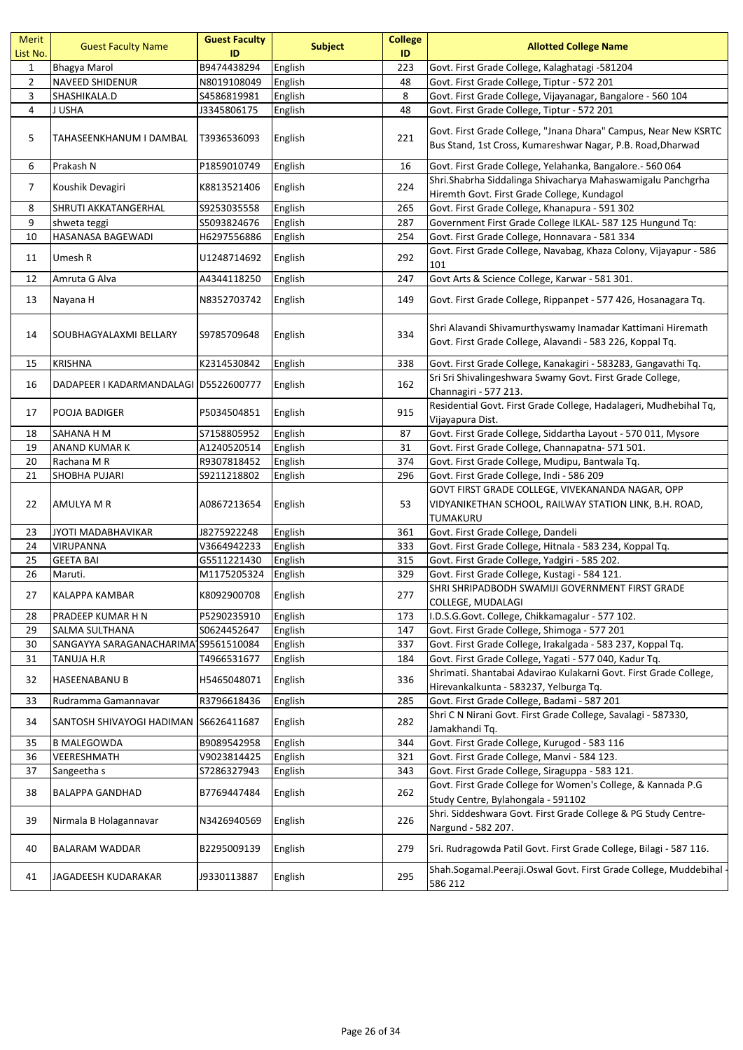| Merit List No. | Guest Faculty Name | Guest Faculty ID | Subject | College ID | Allotted College Name |
|---|---|---|---|---|---|
| 1 | Bhagya Marol | B9474438294 | English | 223 | Govt. First Grade College, Kalaghatagi -581204 |
| 2 | NAVEED SHIDENUR | N8019108049 | English | 48 | Govt. First Grade College, Tiptur - 572 201 |
| 3 | SHASHIKALA.D | S4586819981 | English | 8 | Govt. First Grade College, Vijayanagar, Bangalore - 560 104 |
| 4 | J USHA | J3345806175 | English | 48 | Govt. First Grade College, Tiptur - 572 201 |
| 5 | TAHASEENKHANUM I DAMBAL | T3936536093 | English | 221 | Govt. First Grade College, "Jnana Dhara" Campus, Near New KSRTC Bus Stand, 1st Cross, Kumareshwar Nagar, P.B. Road,Dharwad |
| 6 | Prakash N | P1859010749 | English | 16 | Govt. First Grade College, Yelahanka, Bangalore.- 560 064 |
| 7 | Koushik Devagiri | K8813521406 | English | 224 | Shri.Shabrha Siddalinga Shivacharya Mahaswamigalu Panchgrha Hiremth Govt. First Grade College, Kundagol |
| 8 | SHRUTI AKKATANGERHAL | S9253035558 | English | 265 | Govt. First Grade College, Khanapura - 591 302 |
| 9 | shweta teggi | S5093824676 | English | 287 | Government First Grade College ILKAL- 587 125 Hungund Tq: |
| 10 | HASANASA BAGEWADI | H6297556886 | English | 254 | Govt. First Grade College, Honnavara - 581 334 |
| 11 | Umesh R | U1248714692 | English | 292 | Govt. First Grade College, Navabag, Khaza Colony, Vijayapur - 586 101 |
| 12 | Amruta G Alva | A4344118250 | English | 247 | Govt Arts & Science College, Karwar - 581 301. |
| 13 | Nayana H | N8352703742 | English | 149 | Govt. First Grade College, Rippanpet - 577 426, Hosanagara Tq. |
| 14 | SOUBHAGYALAXMI BELLARY | S9785709648 | English | 334 | Shri Alavandi Shivamurthyswamy Inamadar Kattimani Hiremath Govt. First Grade College, Alavandi - 583 226, Koppal Tq. |
| 15 | KRISHNA | K2314530842 | English | 338 | Govt. First Grade College, Kanakagiri - 583283, Gangavathi Tq. |
| 16 | DADAPEER I KADARMANDALAGI | D5522600777 | English | 162 | Sri Sri Shivalingeshwara Swamy Govt. First Grade College, Channagiri - 577 213. |
| 17 | POOJA BADIGER | P5034504851 | English | 915 | Residential Govt. First Grade College, Hadalageri, Mudhebihal Tq, Vijayapura Dist. |
| 18 | SAHANA H M | S7158805952 | English | 87 | Govt. First Grade College, Siddartha Layout - 570 011, Mysore |
| 19 | ANAND KUMAR K | A1240520514 | English | 31 | Govt. First Grade College, Channapatna- 571 501. |
| 20 | Rachana M R | R9307818452 | English | 374 | Govt. First Grade College, Mudipu, Bantwala Tq. |
| 21 | SHOBHA PUJARI | S9211218802 | English | 296 | Govt. First Grade College, Indi - 586 209 |
| 22 | AMULYA M R | A0867213654 | English | 53 | GOVT FIRST GRADE COLLEGE, VIVEKANANDA NAGAR, OPP VIDYANIKETHAN SCHOOL, RAILWAY STATION LINK, B.H. ROAD, TUMAKURU |
| 23 | JYOTI MADABHAVIKAR | J8275922248 | English | 361 | Govt. First Grade College, Dandeli |
| 24 | VIRUPANNA | V3664942233 | English | 333 | Govt. First Grade College, Hitnala - 583 234, Koppal Tq. |
| 25 | GEETA BAI | G5511221430 | English | 315 | Govt. First Grade College, Yadgiri - 585 202. |
| 26 | Maruti. | M1175205324 | English | 329 | Govt. First Grade College, Kustagi - 584 121. |
| 27 | KALAPPA KAMBAR | K8092900708 | English | 277 | SHRI SHRIPADBODH SWAMIJI GOVERNMENT FIRST GRADE COLLEGE, MUDALAGI |
| 28 | PRADEEP KUMAR H N | P5290235910 | English | 173 | I.D.S.G.Govt. College, Chikkamagalur - 577 102. |
| 29 | SALMA SULTHANA | S0624452647 | English | 147 | Govt. First Grade College, Shimoga - 577 201 |
| 30 | SANGAYYA SARAGANACHARIMA | S9561510084 | English | 337 | Govt. First Grade College, Irakalgada - 583 237, Koppal Tq. |
| 31 | TANUJA H.R | T4966531677 | English | 184 | Govt. First Grade College, Yagati - 577 040, Kadur Tq. |
| 32 | HASEENABANU B | H5465048071 | English | 336 | Shrimati. Shantabai Adavirao Kulakarni Govt. First Grade College, Hirevankalkunta - 583237, Yelburga Tq. |
| 33 | Rudramma Gamannavar | R3796618436 | English | 285 | Govt. First Grade College, Badami - 587 201 |
| 34 | SANTOSH SHIVAYOGI HADIMAN | S6626411687 | English | 282 | Shri C N Nirani Govt. First Grade College, Savalagi - 587330, Jamakhandi Tq. |
| 35 | B MALEGOWDA | B9089542958 | English | 344 | Govt. First Grade College, Kurugod - 583 116 |
| 36 | VEERESHMATH | V9023814425 | English | 321 | Govt. First Grade College, Manvi - 584 123. |
| 37 | Sangeetha s | S7286327943 | English | 343 | Govt. First Grade College, Siraguppa - 583 121. |
| 38 | BALAPPA GANDHAD | B7769447484 | English | 262 | Govt. First Grade College for Women's College, & Kannada P.G Study Centre, Bylahongala - 591102 |
| 39 | Nirmala B Holagannavar | N3426940569 | English | 226 | Shri. Siddeshwara Govt. First Grade College & PG Study Centre- Nargund - 582 207. |
| 40 | BALARAM WADDAR | B2295009139 | English | 279 | Sri. Rudragowda Patil Govt. First Grade College, Bilagi - 587 116. |
| 41 | JAGADEESH KUDARAKAR | J9330113887 | English | 295 | Shah.Sogamal.Peeraji.Oswal Govt. First Grade College, Muddebihal - 586 212 |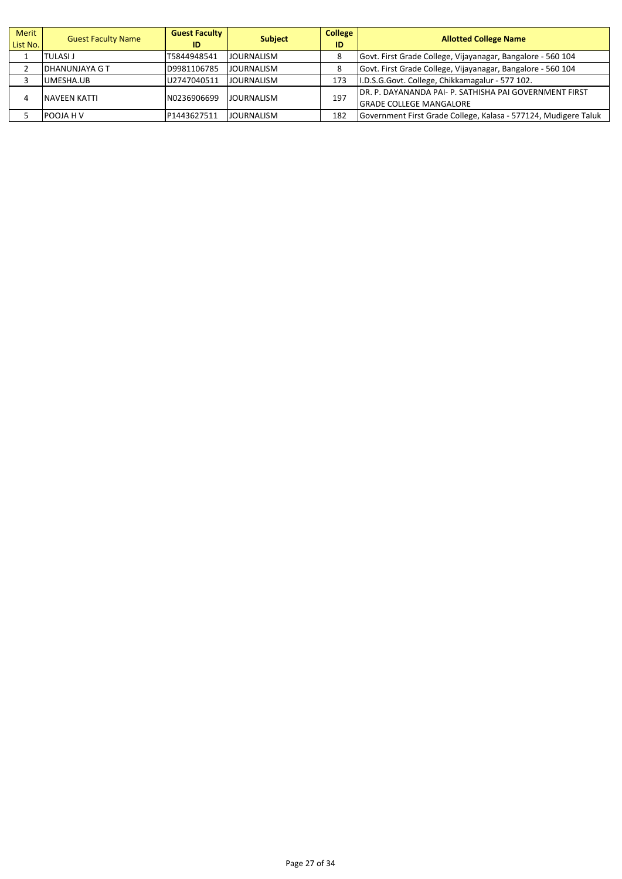| Merit List No. | Guest Faculty Name | Guest Faculty ID | Subject | College ID | Allotted College Name |
|---|---|---|---|---|---|
| 1 | TULASI J | T5844948541 | JOURNALISM | 8 | Govt. First Grade College, Vijayanagar, Bangalore - 560 104 |
| 2 | DHANUNJAYA G T | D9981106785 | JOURNALISM | 8 | Govt. First Grade College, Vijayanagar, Bangalore - 560 104 |
| 3 | UMESHA.UB | U2747040511 | JOURNALISM | 173 | I.D.S.G.Govt. College, Chikkamagalur - 577 102. |
| 4 | NAVEEN KATTI | N0236906699 | JOURNALISM | 197 | DR. P. DAYANANDA PAI- P. SATHISHA PAI GOVERNMENT FIRST GRADE COLLEGE MANGALORE |
| 5 | POOJA H V | P1443627511 | JOURNALISM | 182 | Government First Grade College, Kalasa - 577124, Mudigere Taluk |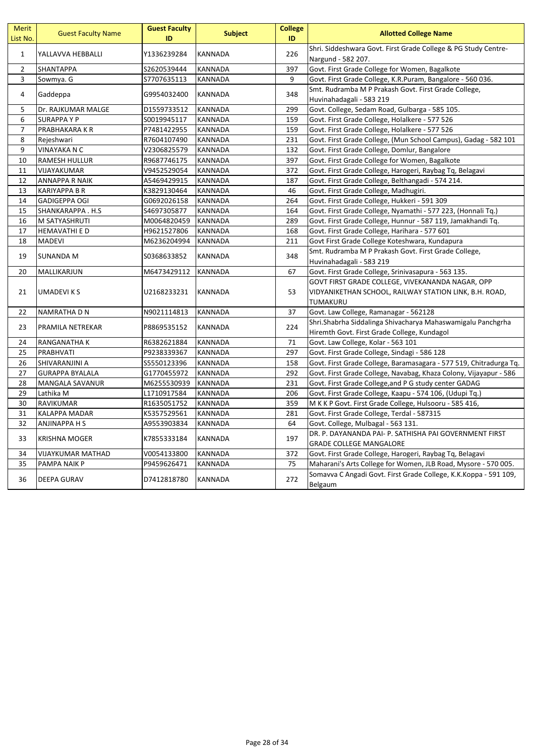| Merit List No. | Guest Faculty Name | Guest Faculty ID | Subject | College ID | Allotted College Name |
|---|---|---|---|---|---|
| 1 | YALLAVVA HEBBALLI | Y1336239284 | KANNADA | 226 | Shri. Siddeshwara Govt. First Grade College & PG Study Centre-Nargund - 582 207. |
| 2 | SHANTAPPA | S2620539444 | KANNADA | 397 | Govt. First Grade College for Women, Bagalkote |
| 3 | Sowmya. G | S7707635113 | KANNADA | 9 | Govt. First Grade College, K.R.Puram, Bangalore - 560 036. |
| 4 | Gaddeppa | G9954032400 | KANNADA | 348 | Smt. Rudramba M P Prakash Govt. First Grade College, Huvinahadagali - 583 219 |
| 5 | Dr. RAJKUMAR MALGE | D1559733512 | KANNADA | 299 | Govt. College, Sedam Road, Gulbarga - 585 105. |
| 6 | SURAPPA Y P | S0019945117 | KANNADA | 159 | Govt. First Grade College, Holalkere - 577 526 |
| 7 | PRABHAKARA K R | P7481422955 | KANNADA | 159 | Govt. First Grade College, Holalkere - 577 526 |
| 8 | Rejeshwari | R7604107490 | KANNADA | 231 | Govt. First Grade College, (Mun School Campus), Gadag - 582 101 |
| 9 | VINAYAKA N C | V2306825579 | KANNADA | 132 | Govt. First Grade College, Domlur, Bangalore |
| 10 | RAMESH HULLUR | R9687746175 | KANNADA | 397 | Govt. First Grade College for Women, Bagalkote |
| 11 | VIJAYAKUMAR | V9452529054 | KANNADA | 372 | Govt. First Grade College, Harogeri, Raybag Tq, Belagavi |
| 12 | ANNAPPA R NAIK | A5469429915 | KANNADA | 187 | Govt. First Grade College, Belthangadi - 574 214. |
| 13 | KARIYAPPA B R | K3829130464 | KANNADA | 46 | Govt. First Grade College, Madhugiri. |
| 14 | GADIGEPPA OGI | G0692026158 | KANNADA | 264 | Govt. First Grade College, Hukkeri - 591 309 |
| 15 | SHANKARAPPA . H.S | S4697305877 | KANNADA | 164 | Govt. First Grade College, Nyamathi - 577 223, (Honnali Tq.) |
| 16 | M SATYASHRUTI | M0064820459 | KANNADA | 289 | Govt. First Grade College, Hunnur - 587 119, Jamakhandi Tq. |
| 17 | HEMAVATHI E D | H9621527806 | KANNADA | 168 | Govt. First Grade College, Harihara - 577 601 |
| 18 | MADEVI | M6236204994 | KANNADA | 211 | Govt First Grade College Koteshwara, Kundapura |
| 19 | SUNANDA M | S0368633852 | KANNADA | 348 | Smt. Rudramba M P Prakash Govt. First Grade College, Huvinahadagali - 583 219 |
| 20 | MALLIKARJUN | M6473429112 | KANNADA | 67 | Govt. First Grade College, Srinivasapura - 563 135. |
| 21 | UMADEVI K S | U2168233231 | KANNADA | 53 | GOVT FIRST GRADE COLLEGE, VIVEKANANDA NAGAR, OPP VIDYANIKETHAN SCHOOL, RAILWAY STATION LINK, B.H. ROAD, TUMAKURU |
| 22 | NAMRATHA D N | N9021114813 | KANNADA | 37 | Govt. Law College, Ramanagar - 562128 |
| 23 | PRAMILA NETREKAR | P8869535152 | KANNADA | 224 | Shri.Shabrha Siddalinga Shivacharya Mahaswamigalu Panchgrha Hiremth Govt. First Grade College, Kundagol |
| 24 | RANGANATHA K | R6382621884 | KANNADA | 71 | Govt. Law College, Kolar - 563 101 |
| 25 | PRABHVATI | P9238339367 | KANNADA | 297 | Govt. First Grade College, Sindagi - 586 128 |
| 26 | SHIVARANJINI A | S5550123396 | KANNADA | 158 | Govt. First Grade College, Baramasagara - 577 519, Chitradurga Tq. |
| 27 | GURAPPA BYALALA | G1770455972 | KANNADA | 292 | Govt. First Grade College, Navabag, Khaza Colony, Vijayapur - 586 |
| 28 | MANGALA SAVANUR | M6255530939 | KANNADA | 231 | Govt. First Grade College,and P G study center GADAG |
| 29 | Lathika M | L1710917584 | KANNADA | 206 | Govt. First Grade College, Kaapu - 574 106, (Udupi Tq.) |
| 30 | RAVIKUMAR | R1635051752 | KANNADA | 359 | M K K P Govt. First Grade College, Hulsooru - 585 416, |
| 31 | KALAPPA MADAR | K5357529561 | KANNADA | 281 | Govt. First Grade College, Terdal - 587315 |
| 32 | ANJINAPPA H S | A9553903834 | KANNADA | 64 | Govt. College, Mulbagal - 563 131. |
| 33 | KRISHNA MOGER | K7855333184 | KANNADA | 197 | DR. P. DAYANANDA PAI- P. SATHISHA PAI GOVERNMENT FIRST GRADE COLLEGE MANGALORE |
| 34 | VIJAYKUMAR MATHAD | V0054133800 | KANNADA | 372 | Govt. First Grade College, Harogeri, Raybag Tq, Belagavi |
| 35 | PAMPA NAIK P | P9459626471 | KANNADA | 75 | Maharani's Arts College for Women, JLB Road, Mysore - 570 005. |
| 36 | DEEPA GURAV | D7412818780 | KANNADA | 272 | Somavva C Angadi Govt. First Grade College, K.K.Koppa - 591 109, Belgaum |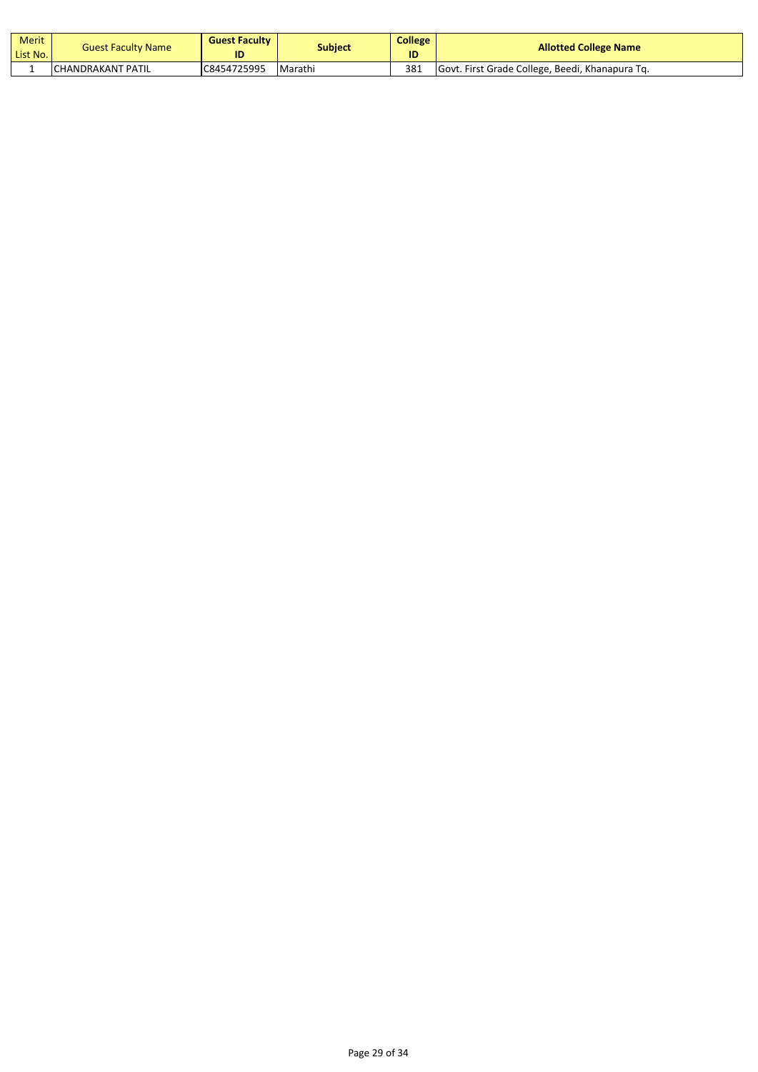| Merit List No. | Guest Faculty Name | Guest Faculty ID | Subject | College ID | Allotted College Name |
|---|---|---|---|---|---|
| 1 | CHANDRAKANT PATIL | C8454725995 | Marathi | 381 | Govt. First Grade College, Beedi, Khanapura Tq. |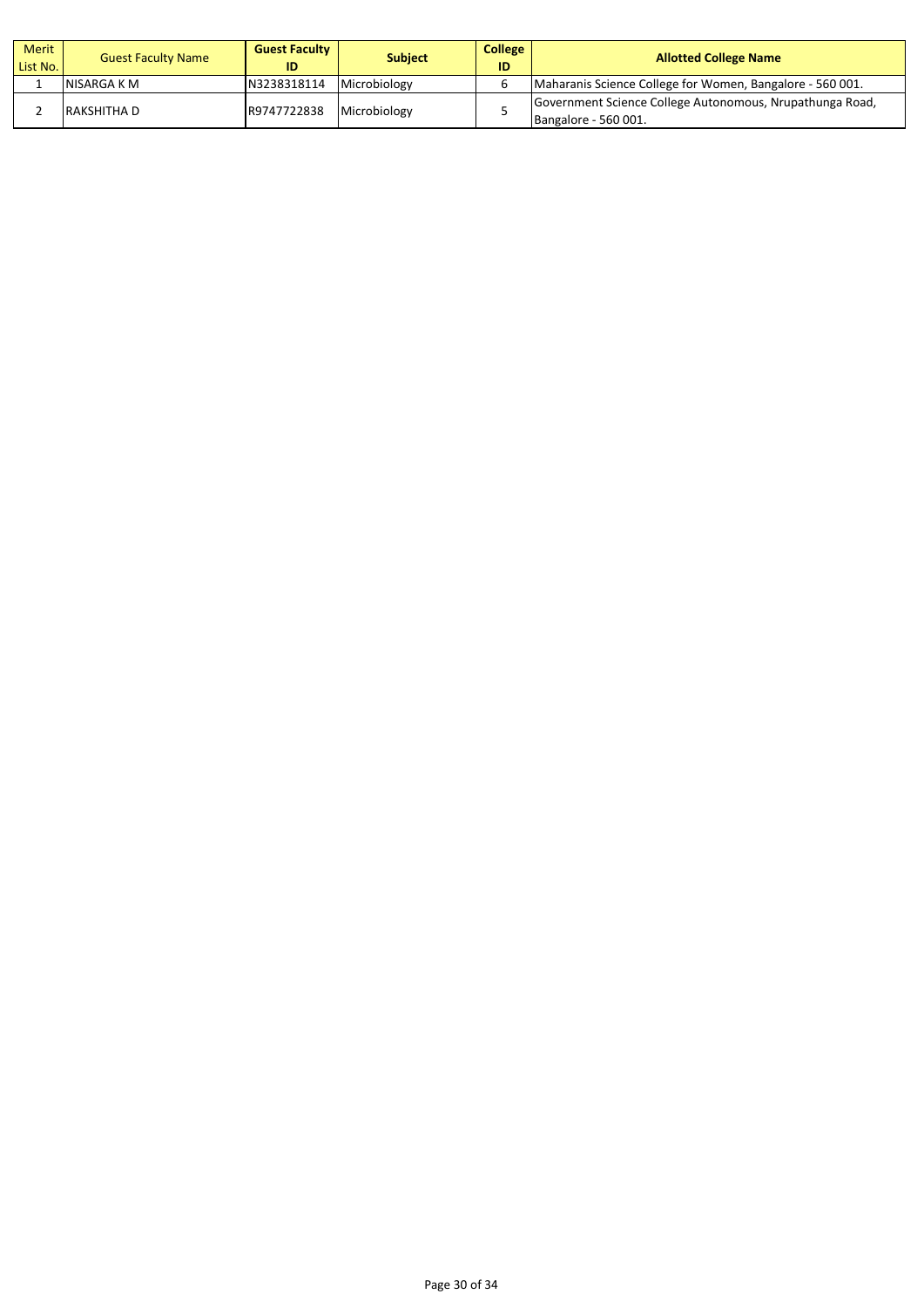| Merit List No. | Guest Faculty Name | Guest Faculty ID | Subject | College ID | Allotted College Name |
|---|---|---|---|---|---|
| 1 | NISARGA K M | N3238318114 | Microbiology | 6 | Maharanis Science College for Women, Bangalore - 560 001. |
| 2 | RAKSHITHA D | R9747722838 | Microbiology | 5 | Government Science College Autonomous, Nrupathunga Road, Bangalore - 560 001. |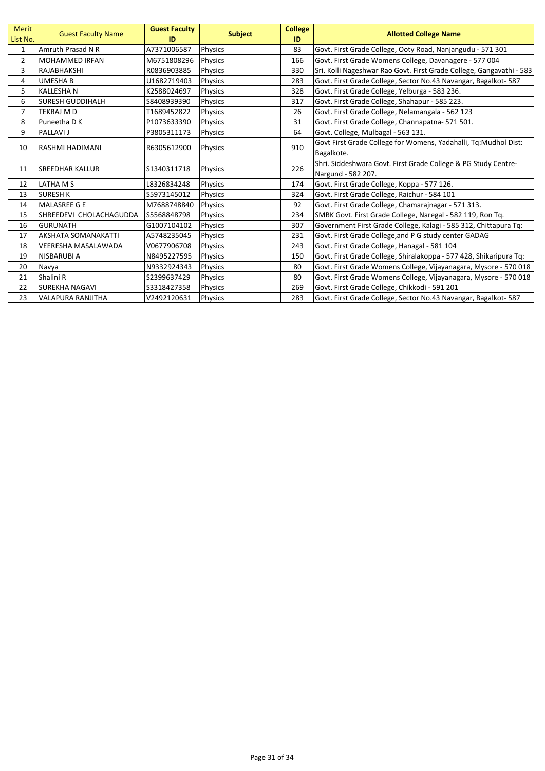| Merit List No. | Guest Faculty Name | Guest Faculty ID | Subject | College ID | Allotted College Name |
|---|---|---|---|---|---|
| 1 | Amruth Prasad N R | A7371006587 | Physics | 83 | Govt. First Grade College, Ooty Road, Nanjangudu - 571 301 |
| 2 | MOHAMMED IRFAN | M6751808296 | Physics | 166 | Govt. First Grade Womens College, Davanagere - 577 004 |
| 3 | RAJABHAKSHI | R0836903885 | Physics | 330 | Sri. Kolli Nageshwar Rao Govt. First Grade College, Gangavathi - 583 |
| 4 | UMESHA B | U1682719403 | Physics | 283 | Govt. First Grade College, Sector No.43 Navangar, Bagalkot- 587 |
| 5 | KALLESHA N | K2588024697 | Physics | 328 | Govt. First Grade College, Yelburga - 583 236. |
| 6 | SURESH GUDDIHALH | S8408939390 | Physics | 317 | Govt. First Grade College, Shahapur - 585 223. |
| 7 | TEKRAJ M D | T1689452822 | Physics | 26 | Govt. First Grade College, Nelamangala - 562 123 |
| 8 | Puneetha D K | P1073633390 | Physics | 31 | Govt. First Grade College, Channapatna- 571 501. |
| 9 | PALLAVI J | P3805311173 | Physics | 64 | Govt. College, Mulbagal - 563 131. |
| 10 | RASHMI HADIMANI | R6305612900 | Physics | 910 | Govt First Grade College for Womens, Yadahalli, Tq:Mudhol Dist: Bagalkote. |
| 11 | SREEDHAR KALLUR | S1340311718 | Physics | 226 | Shri. Siddeshwara Govt. First Grade College & PG Study Centre- Nargund - 582 207. |
| 12 | LATHA M S | L8326834248 | Physics | 174 | Govt. First Grade College, Koppa - 577 126. |
| 13 | SURESH K | S5973145012 | Physics | 324 | Govt. First Grade College, Raichur - 584 101 |
| 14 | MALASREE G E | M7688748840 | Physics | 92 | Govt. First Grade College, Chamarajnagar - 571 313. |
| 15 | SHREEDEVI CHOLACHAGUDDA | S5568848798 | Physics | 234 | SMBK Govt. First Grade College, Naregal - 582 119, Ron Tq. |
| 16 | GURUNATH | G1007104102 | Physics | 307 | Government First Grade College, Kalagi - 585 312, Chittapura Tq: |
| 17 | AKSHATA SOMANAKATTI | A5748235045 | Physics | 231 | Govt. First Grade College,and P G study center GADAG |
| 18 | VEERESHA MASALAWADA | V0677906708 | Physics | 243 | Govt. First Grade College, Hanagal - 581 104 |
| 19 | NISBARUBI A | N8495227595 | Physics | 150 | Govt. First Grade College, Shiralakoppa - 577 428, Shikaripura Tq: |
| 20 | Navya | N9332924343 | Physics | 80 | Govt. First Grade Womens College, Vijayanagara, Mysore - 570 018 |
| 21 | Shalini R | S2399637429 | Physics | 80 | Govt. First Grade Womens College, Vijayanagara, Mysore - 570 018 |
| 22 | SUREKHA NAGAVI | S3318427358 | Physics | 269 | Govt. First Grade College, Chikkodi - 591 201 |
| 23 | VALAPURA RANJITHA | V2492120631 | Physics | 283 | Govt. First Grade College, Sector No.43 Navangar, Bagalkot- 587 |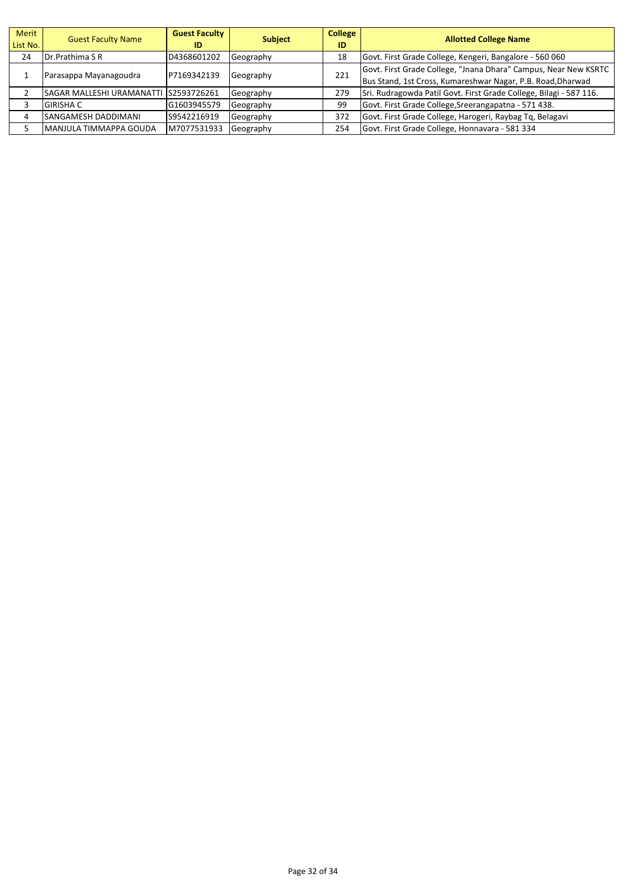| Merit List No. | Guest Faculty Name | Guest Faculty ID | Subject | College ID | Allotted College Name |
|---|---|---|---|---|---|
| 24 | Dr.Prathima S R | D4368601202 | Geography | 18 | Govt. First Grade College, Kengeri, Bangalore - 560 060 |
| 1 | Parasappa Mayanagoudra | P7169342139 | Geography | 221 | Govt. First Grade College, "Jnana Dhara" Campus, Near New KSRTC Bus Stand, 1st Cross, Kumareshwar Nagar, P.B. Road,Dharwad |
| 2 | SAGAR MALLESHI URAMANATTI | S2593726261 | Geography | 279 | Sri. Rudragowda Patil Govt. First Grade College, Bilagi - 587 116. |
| 3 | GIRISHA C | G1603945579 | Geography | 99 | Govt. First Grade College,Sreerangapatna - 571 438. |
| 4 | SANGAMESH DADDIMANI | S9542216919 | Geography | 372 | Govt. First Grade College, Harogeri, Raybag Tq, Belagavi |
| 5 | MANJULA TIMMAPPA GOUDA | M7077531933 | Geography | 254 | Govt. First Grade College, Honnavara - 581 334 |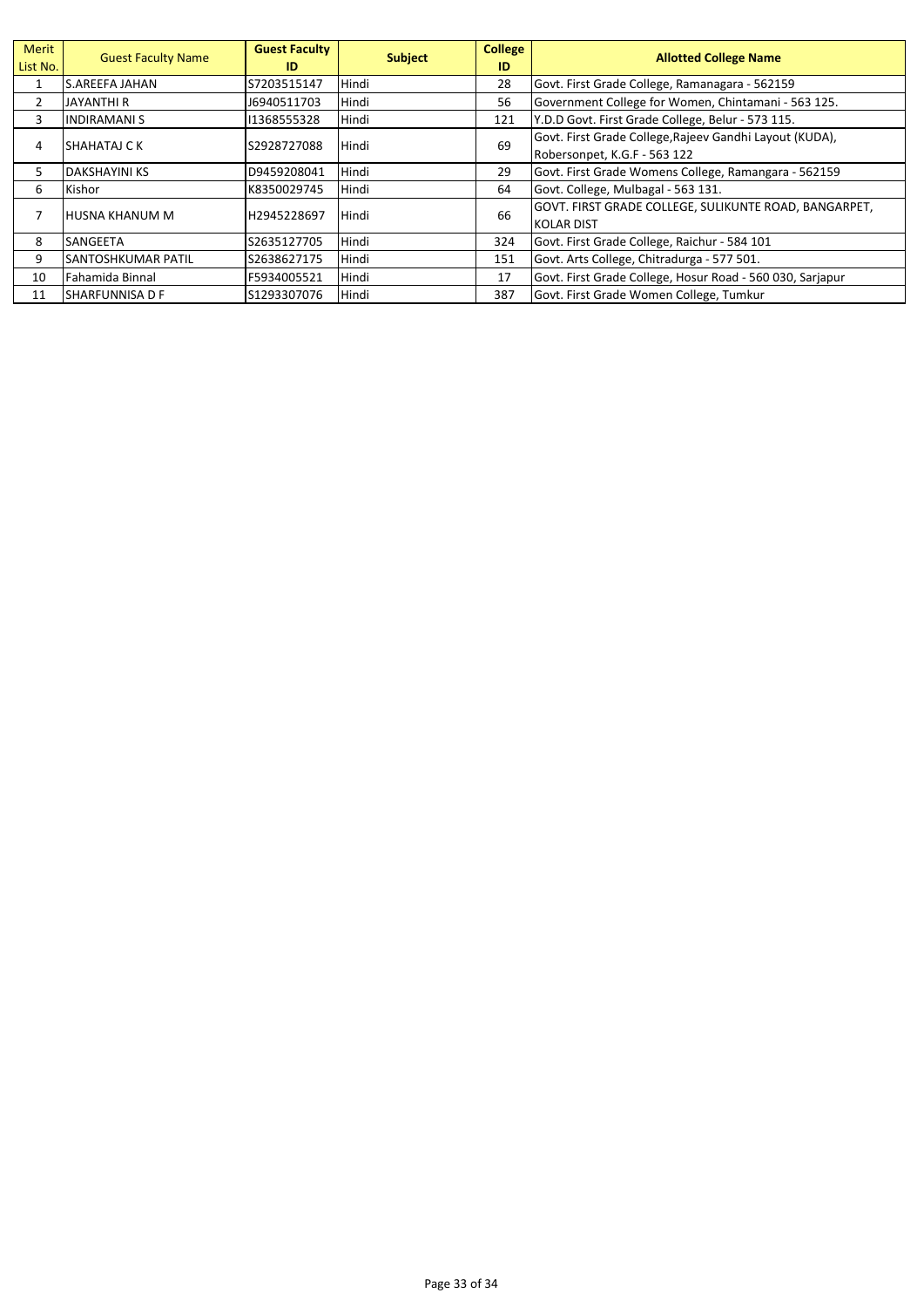| Merit List No. | Guest Faculty Name | Guest Faculty ID | Subject | College ID | Allotted College Name |
|---|---|---|---|---|---|
| 1 | S.AREEFA JAHAN | S7203515147 | Hindi | 28 | Govt. First Grade College, Ramanagara - 562159 |
| 2 | JAYANTHI R | J6940511703 | Hindi | 56 | Government College for Women, Chintamani - 563 125. |
| 3 | INDIRAMANI S | I1368555328 | Hindi | 121 | Y.D.D Govt. First Grade College, Belur - 573 115. |
| 4 | SHAHATAJ C K | S2928727088 | Hindi | 69 | Govt. First Grade College,Rajeev Gandhi Layout (KUDA), Robersonpet, K.G.F - 563 122 |
| 5 | DAKSHAYINI KS | D9459208041 | Hindi | 29 | Govt. First Grade Womens College, Ramangara - 562159 |
| 6 | Kishor | K8350029745 | Hindi | 64 | Govt. College, Mulbagal - 563 131. |
| 7 | HUSNA KHANUM M | H2945228697 | Hindi | 66 | GOVT. FIRST GRADE COLLEGE, SULIKUNTE ROAD, BANGARPET, KOLAR DIST |
| 8 | SANGEETA | S2635127705 | Hindi | 324 | Govt. First Grade College, Raichur - 584 101 |
| 9 | SANTOSHKUMAR PATIL | S2638627175 | Hindi | 151 | Govt. Arts College, Chitradurga - 577 501. |
| 10 | Fahamida Binnal | F5934005521 | Hindi | 17 | Govt. First Grade College, Hosur Road - 560 030, Sarjapur |
| 11 | SHARFUNNISA D F | S1293307076 | Hindi | 387 | Govt. First Grade Women College, Tumkur |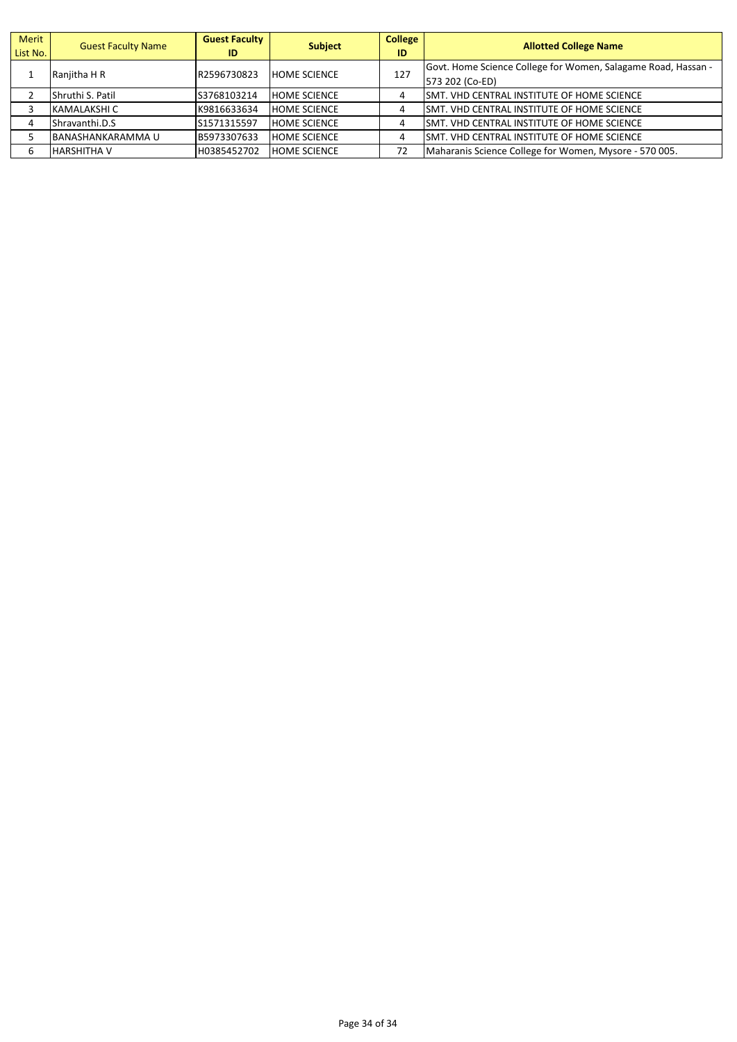| Merit List No. | Guest Faculty Name | Guest Faculty ID | Subject | College ID | Allotted College Name |
|---|---|---|---|---|---|
| 1 | Ranjitha H R | R2596730823 | HOME SCIENCE | 127 | Govt. Home Science College for Women, Salagame Road, Hassan - 573 202 (Co-ED) |
| 2 | Shruthi S. Patil | S3768103214 | HOME SCIENCE | 4 | SMT. VHD CENTRAL INSTITUTE OF HOME SCIENCE |
| 3 | KAMALAKSHI C | K9816633634 | HOME SCIENCE | 4 | SMT. VHD CENTRAL INSTITUTE OF HOME SCIENCE |
| 4 | Shravanthi.D.S | S1571315597 | HOME SCIENCE | 4 | SMT. VHD CENTRAL INSTITUTE OF HOME SCIENCE |
| 5 | BANASHANKARAMMA U | B5973307633 | HOME SCIENCE | 4 | SMT. VHD CENTRAL INSTITUTE OF HOME SCIENCE |
| 6 | HARSHITHA V | H0385452702 | HOME SCIENCE | 72 | Maharanis Science College for Women, Mysore - 570 005. |